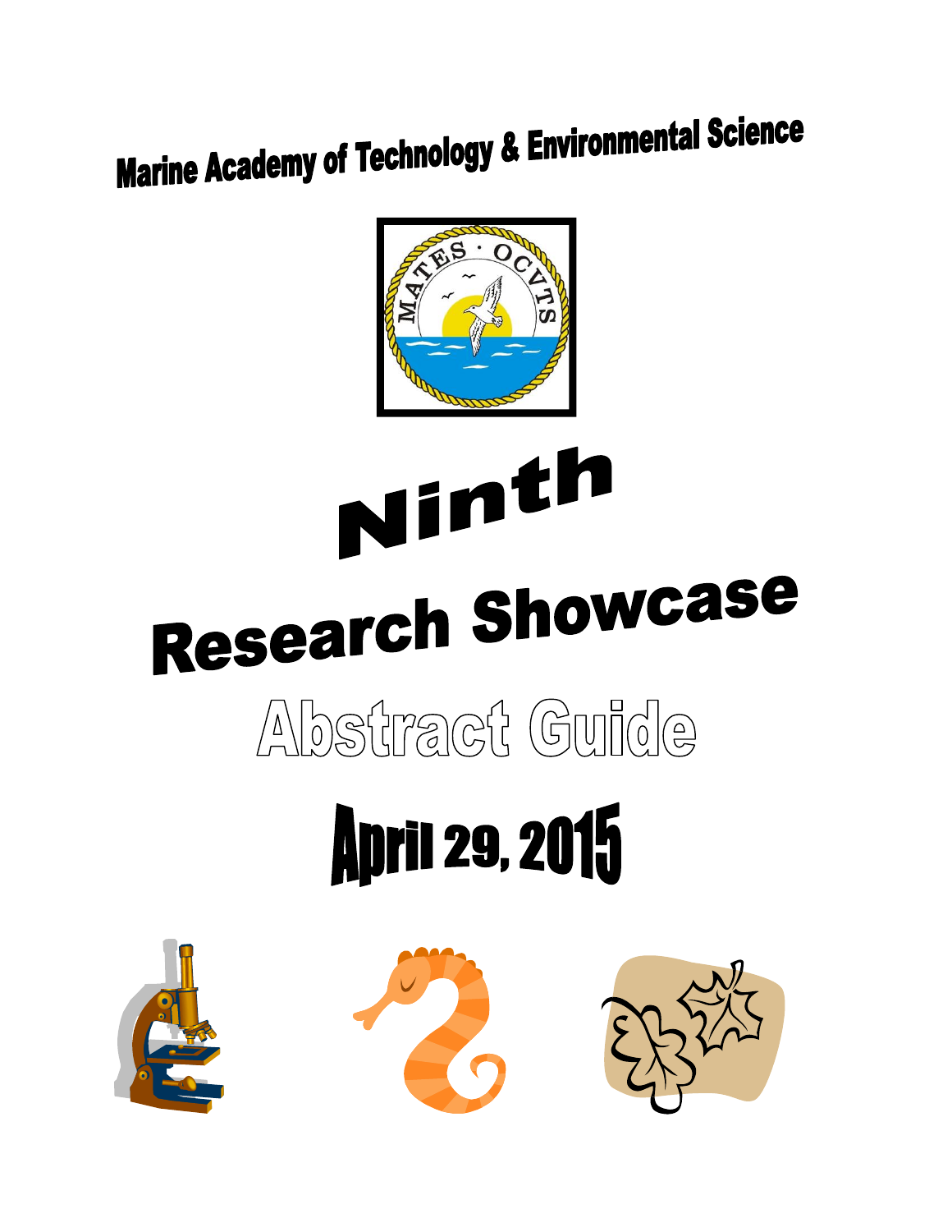# Marine Academy of Technology & Environmental Science

# Ninth

# Research Showcase

## Abstract Guide

## April 29, 2015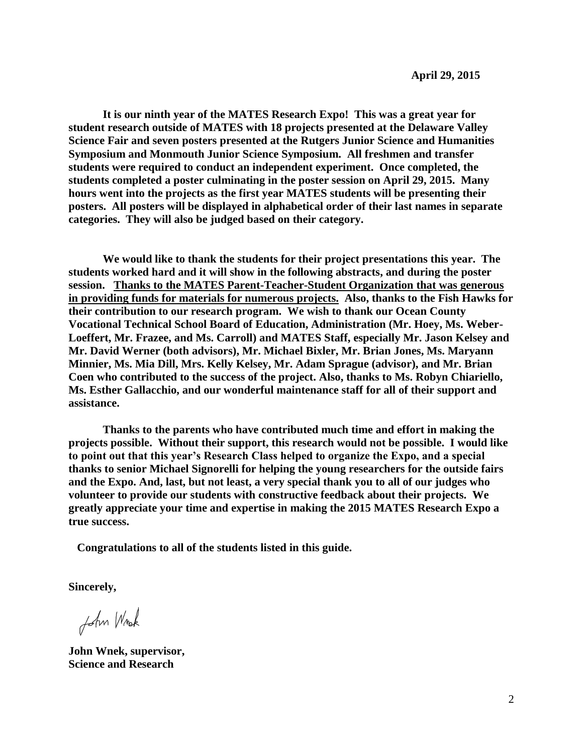**April 29, 2015**

**It is our ninth year of the MATES Research Expo! This was a great year for student research outside of MATES with 18 projects presented at the Delaware Valley Science Fair and seven posters presented at the Rutgers Junior Science and Humanities Symposium and Monmouth Junior Science Symposium. All freshmen and transfer students were required to conduct an independent experiment. Once completed, the students completed a poster culminating in the poster session on April 29, 2015. Many hours went into the projects as the first year MATES students will be presenting their posters. All posters will be displayed in alphabetical order of their last names in separate categories. They will also be judged based on their category.**

**We would like to thank the students for their project presentations this year. The students worked hard and it will show in the following abstracts, and during the poster session. <u>Thanks to the MATES Parent-Teacher-Student Organization that was generous in providing funds for materials for numerous projects.</u> Also, thanks to the Fish Hawks for their contribution to our research program. We wish to thank our Ocean County Vocational Technical School Board of Education, Administration (Mr. Hoey, Ms. Weber-Loeffert, Mr. Frazee, and Ms. Carroll) and MATES Staff, especially Mr. Jason Kelsey and Mr. David Werner (both advisors), Mr. Michael Bixler, Mr. Brian Jones, Ms. Maryann Minnier, Ms. Mia Dill, Mrs. Kelly Kelsey, Mr. Adam Sprague (advisor), and Mr. Brian Coen who contributed to the success of the project. Also, thanks to Ms. Robyn Chiariello, Ms. Esther Gallacchio, and our wonderful maintenance staff for all of their support and assistance.**

**Thanks to the parents who have contributed much time and effort in making the projects possible. Without their support, this research would not be possible. I would like to point out that this year's Research Class helped to organize the Expo, and a special thanks to senior Michael Signorelli for helping the young researchers for the outside fairs and the Expo. And, last, but not least, a very special thank you to all of our judges who volunteer to provide our students with constructive feedback about their projects. We greatly appreciate your time and expertise in making the 2015 MATES Research Expo a true success.**

**Congratulations to all of the students listed in this guide.**

**Sincerely,**

John Wnek

**John Wnek, supervisor,**
**Science and Research**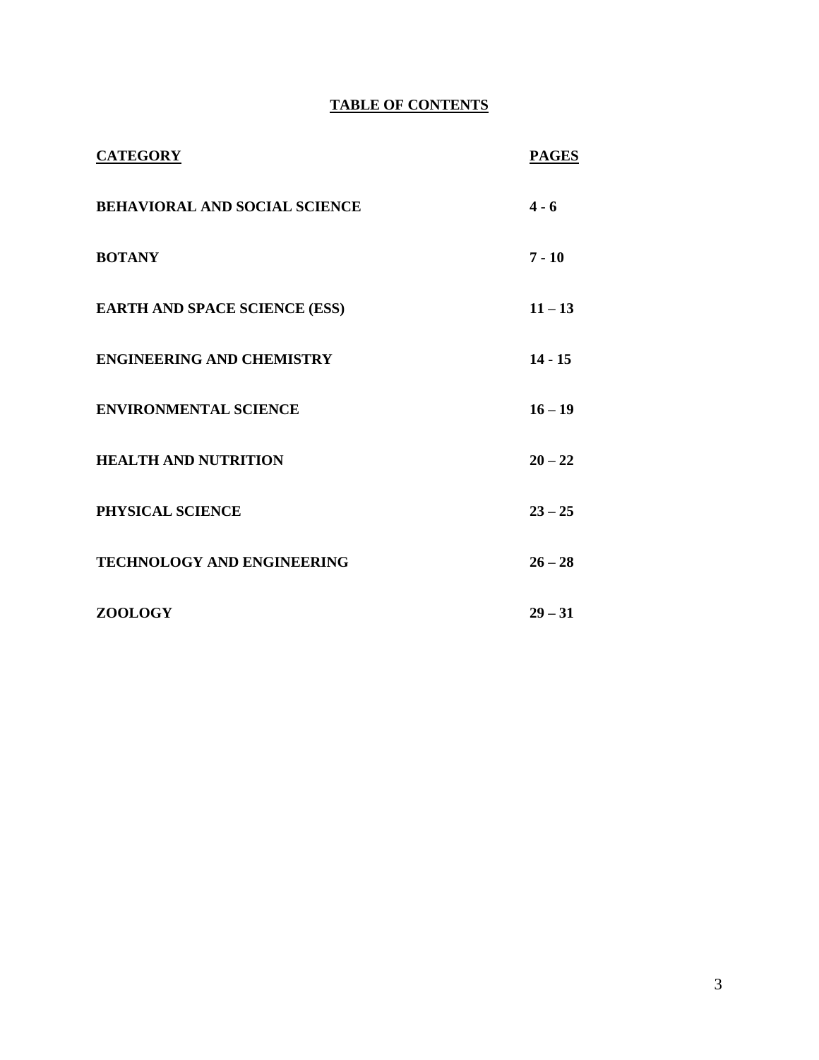## TABLE OF CONTENTS

| CATEGORY | PAGES |
|---|---|
| BEHAVIORAL AND SOCIAL SCIENCE | 4 - 6 |
| BOTANY | 7 - 10 |
| EARTH AND SPACE SCIENCE (ESS) | 11 – 13 |
| ENGINEERING AND CHEMISTRY | 14 - 15 |
| ENVIRONMENTAL SCIENCE | 16 – 19 |
| HEALTH AND NUTRITION | 20 – 22 |
| PHYSICAL SCIENCE | 23 – 25 |
| TECHNOLOGY AND ENGINEERING | 26 – 28 |
| ZOOLOGY | 29 – 31 |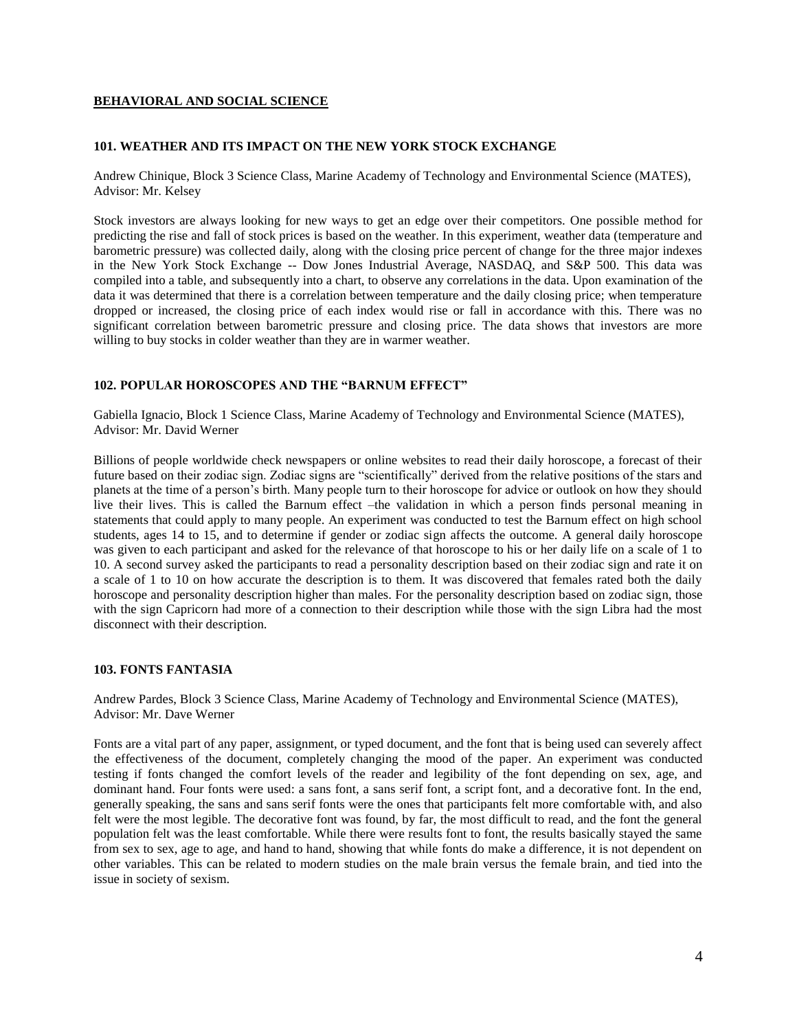## BEHAVIORAL AND SOCIAL SCIENCE

### 101. WEATHER AND ITS IMPACT ON THE NEW YORK STOCK EXCHANGE

Andrew Chinique, Block 3 Science Class, Marine Academy of Technology and Environmental Science (MATES), Advisor: Mr. Kelsey

Stock investors are always looking for new ways to get an edge over their competitors. One possible method for predicting the rise and fall of stock prices is based on the weather. In this experiment, weather data (temperature and barometric pressure) was collected daily, along with the closing price percent of change for the three major indexes in the New York Stock Exchange -- Dow Jones Industrial Average, NASDAQ, and S&P 500. This data was compiled into a table, and subsequently into a chart, to observe any correlations in the data. Upon examination of the data it was determined that there is a correlation between temperature and the daily closing price; when temperature dropped or increased, the closing price of each index would rise or fall in accordance with this. There was no significant correlation between barometric pressure and closing price. The data shows that investors are more willing to buy stocks in colder weather than they are in warmer weather.

### 102. POPULAR HOROSCOPES AND THE "BARNUM EFFECT"

Gabiella Ignacio, Block 1 Science Class, Marine Academy of Technology and Environmental Science (MATES), Advisor: Mr. David Werner

Billions of people worldwide check newspapers or online websites to read their daily horoscope, a forecast of their future based on their zodiac sign. Zodiac signs are "scientifically" derived from the relative positions of the stars and planets at the time of a person's birth. Many people turn to their horoscope for advice or outlook on how they should live their lives. This is called the Barnum effect –the validation in which a person finds personal meaning in statements that could apply to many people. An experiment was conducted to test the Barnum effect on high school students, ages 14 to 15, and to determine if gender or zodiac sign affects the outcome. A general daily horoscope was given to each participant and asked for the relevance of that horoscope to his or her daily life on a scale of 1 to 10. A second survey asked the participants to read a personality description based on their zodiac sign and rate it on a scale of 1 to 10 on how accurate the description is to them. It was discovered that females rated both the daily horoscope and personality description higher than males. For the personality description based on zodiac sign, those with the sign Capricorn had more of a connection to their description while those with the sign Libra had the most disconnect with their description.

### 103. FONTS FANTASIA

Andrew Pardes, Block 3 Science Class, Marine Academy of Technology and Environmental Science (MATES), Advisor: Mr. Dave Werner

Fonts are a vital part of any paper, assignment, or typed document, and the font that is being used can severely affect the effectiveness of the document, completely changing the mood of the paper. An experiment was conducted testing if fonts changed the comfort levels of the reader and legibility of the font depending on sex, age, and dominant hand. Four fonts were used: a sans font, a sans serif font, a script font, and a decorative font. In the end, generally speaking, the sans and sans serif fonts were the ones that participants felt more comfortable with, and also felt were the most legible. The decorative font was found, by far, the most difficult to read, and the font the general population felt was the least comfortable. While there were results font to font, the results basically stayed the same from sex to sex, age to age, and hand to hand, showing that while fonts do make a difference, it is not dependent on other variables. This can be related to modern studies on the male brain versus the female brain, and tied into the issue in society of sexism.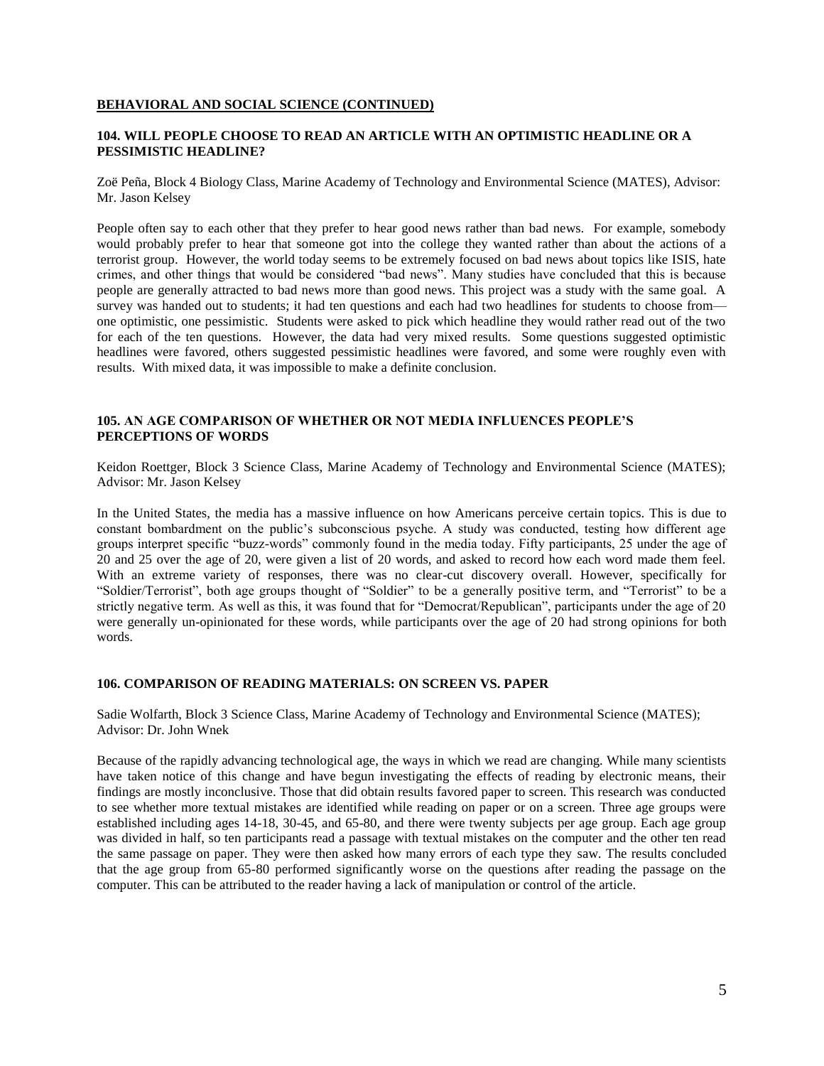**BEHAVIORAL AND SOCIAL SCIENCE (CONTINUED)**

### 104. WILL PEOPLE CHOOSE TO READ AN ARTICLE WITH AN OPTIMISTIC HEADLINE OR A PESSIMISTIC HEADLINE?

Zoë Peña, Block 4 Biology Class, Marine Academy of Technology and Environmental Science (MATES), Advisor: Mr. Jason Kelsey

People often say to each other that they prefer to hear good news rather than bad news. For example, somebody would probably prefer to hear that someone got into the college they wanted rather than about the actions of a terrorist group. However, the world today seems to be extremely focused on bad news about topics like ISIS, hate crimes, and other things that would be considered "bad news". Many studies have concluded that this is because people are generally attracted to bad news more than good news. This project was a study with the same goal. A survey was handed out to students; it had ten questions and each had two headlines for students to choose from—one optimistic, one pessimistic. Students were asked to pick which headline they would rather read out of the two for each of the ten questions. However, the data had very mixed results. Some questions suggested optimistic headlines were favored, others suggested pessimistic headlines were favored, and some were roughly even with results. With mixed data, it was impossible to make a definite conclusion.

### 105. AN AGE COMPARISON OF WHETHER OR NOT MEDIA INFLUENCES PEOPLE'S PERCEPTIONS OF WORDS

Keidon Roettger, Block 3 Science Class, Marine Academy of Technology and Environmental Science (MATES); Advisor: Mr. Jason Kelsey

In the United States, the media has a massive influence on how Americans perceive certain topics. This is due to constant bombardment on the public's subconscious psyche. A study was conducted, testing how different age groups interpret specific "buzz-words" commonly found in the media today. Fifty participants, 25 under the age of 20 and 25 over the age of 20, were given a list of 20 words, and asked to record how each word made them feel. With an extreme variety of responses, there was no clear-cut discovery overall. However, specifically for "Soldier/Terrorist", both age groups thought of "Soldier" to be a generally positive term, and "Terrorist" to be a strictly negative term. As well as this, it was found that for "Democrat/Republican", participants under the age of 20 were generally un-opinionated for these words, while participants over the age of 20 had strong opinions for both words.

### 106. COMPARISON OF READING MATERIALS: ON SCREEN VS. PAPER

Sadie Wolfarth, Block 3 Science Class, Marine Academy of Technology and Environmental Science (MATES); Advisor: Dr. John Wnek

Because of the rapidly advancing technological age, the ways in which we read are changing. While many scientists have taken notice of this change and have begun investigating the effects of reading by electronic means, their findings are mostly inconclusive. Those that did obtain results favored paper to screen. This research was conducted to see whether more textual mistakes are identified while reading on paper or on a screen. Three age groups were established including ages 14-18, 30-45, and 65-80, and there were twenty subjects per age group. Each age group was divided in half, so ten participants read a passage with textual mistakes on the computer and the other ten read the same passage on paper. They were then asked how many errors of each type they saw. The results concluded that the age group from 65-80 performed significantly worse on the questions after reading the passage on the computer. This can be attributed to the reader having a lack of manipulation or control of the article.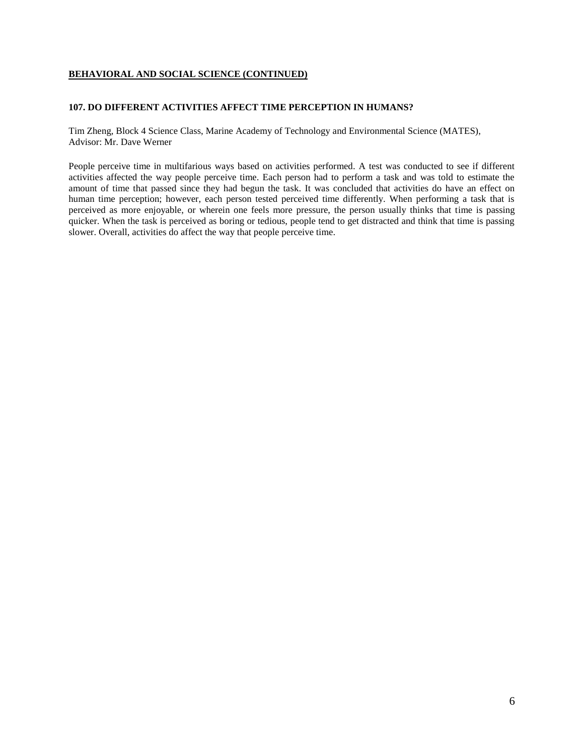**BEHAVIORAL AND SOCIAL SCIENCE (CONTINUED)**

### 107. DO DIFFERENT ACTIVITIES AFFECT TIME PERCEPTION IN HUMANS?

Tim Zheng, Block 4 Science Class, Marine Academy of Technology and Environmental Science (MATES), Advisor: Mr. Dave Werner

People perceive time in multifarious ways based on activities performed. A test was conducted to see if different activities affected the way people perceive time. Each person had to perform a task and was told to estimate the amount of time that passed since they had begun the task. It was concluded that activities do have an effect on human time perception; however, each person tested perceived time differently. When performing a task that is perceived as more enjoyable, or wherein one feels more pressure, the person usually thinks that time is passing quicker. When the task is perceived as boring or tedious, people tend to get distracted and think that time is passing slower. Overall, activities do affect the way that people perceive time.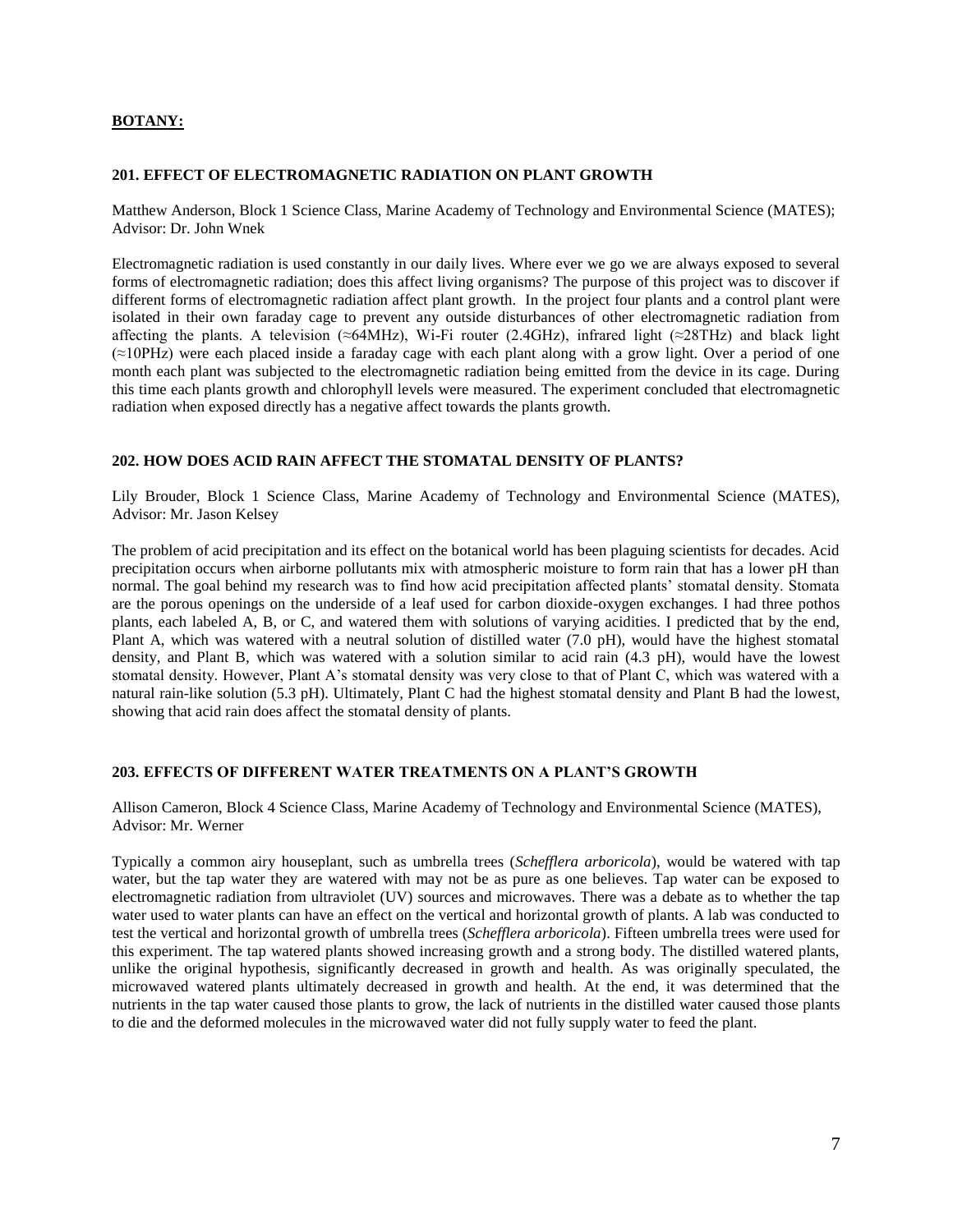## BOTANY:

### 201. EFFECT OF ELECTROMAGNETIC RADIATION ON PLANT GROWTH

Matthew Anderson, Block 1 Science Class, Marine Academy of Technology and Environmental Science (MATES); Advisor: Dr. John Wnek

Electromagnetic radiation is used constantly in our daily lives. Where ever we go we are always exposed to several forms of electromagnetic radiation; does this affect living organisms? The purpose of this project was to discover if different forms of electromagnetic radiation affect plant growth. In the project four plants and a control plant were isolated in their own faraday cage to prevent any outside disturbances of other electromagnetic radiation from affecting the plants. A television (≈64MHz), Wi-Fi router (2.4GHz), infrared light (≈28THz) and black light (≈10PHz) were each placed inside a faraday cage with each plant along with a grow light. Over a period of one month each plant was subjected to the electromagnetic radiation being emitted from the device in its cage. During this time each plants growth and chlorophyll levels were measured. The experiment concluded that electromagnetic radiation when exposed directly has a negative affect towards the plants growth.

### 202. HOW DOES ACID RAIN AFFECT THE STOMATAL DENSITY OF PLANTS?

Lily Brouder, Block 1 Science Class, Marine Academy of Technology and Environmental Science (MATES), Advisor: Mr. Jason Kelsey

The problem of acid precipitation and its effect on the botanical world has been plaguing scientists for decades. Acid precipitation occurs when airborne pollutants mix with atmospheric moisture to form rain that has a lower pH than normal. The goal behind my research was to find how acid precipitation affected plants' stomatal density. Stomata are the porous openings on the underside of a leaf used for carbon dioxide-oxygen exchanges. I had three pothos plants, each labeled A, B, or C, and watered them with solutions of varying acidities. I predicted that by the end, Plant A, which was watered with a neutral solution of distilled water (7.0 pH), would have the highest stomatal density, and Plant B, which was watered with a solution similar to acid rain (4.3 pH), would have the lowest stomatal density. However, Plant A's stomatal density was very close to that of Plant C, which was watered with a natural rain-like solution (5.3 pH). Ultimately, Plant C had the highest stomatal density and Plant B had the lowest, showing that acid rain does affect the stomatal density of plants.

### 203. EFFECTS OF DIFFERENT WATER TREATMENTS ON A PLANT'S GROWTH

Allison Cameron, Block 4 Science Class, Marine Academy of Technology and Environmental Science (MATES), Advisor: Mr. Werner

Typically a common airy houseplant, such as umbrella trees (*Schefflera arboricola*), would be watered with tap water, but the tap water they are watered with may not be as pure as one believes. Tap water can be exposed to electromagnetic radiation from ultraviolet (UV) sources and microwaves. There was a debate as to whether the tap water used to water plants can have an effect on the vertical and horizontal growth of plants. A lab was conducted to test the vertical and horizontal growth of umbrella trees (*Schefflera arboricola*). Fifteen umbrella trees were used for this experiment. The tap watered plants showed increasing growth and a strong body. The distilled watered plants, unlike the original hypothesis, significantly decreased in growth and health. As was originally speculated, the microwaved watered plants ultimately decreased in growth and health. At the end, it was determined that the nutrients in the tap water caused those plants to grow, the lack of nutrients in the distilled water caused those plants to die and the deformed molecules in the microwaved water did not fully supply water to feed the plant.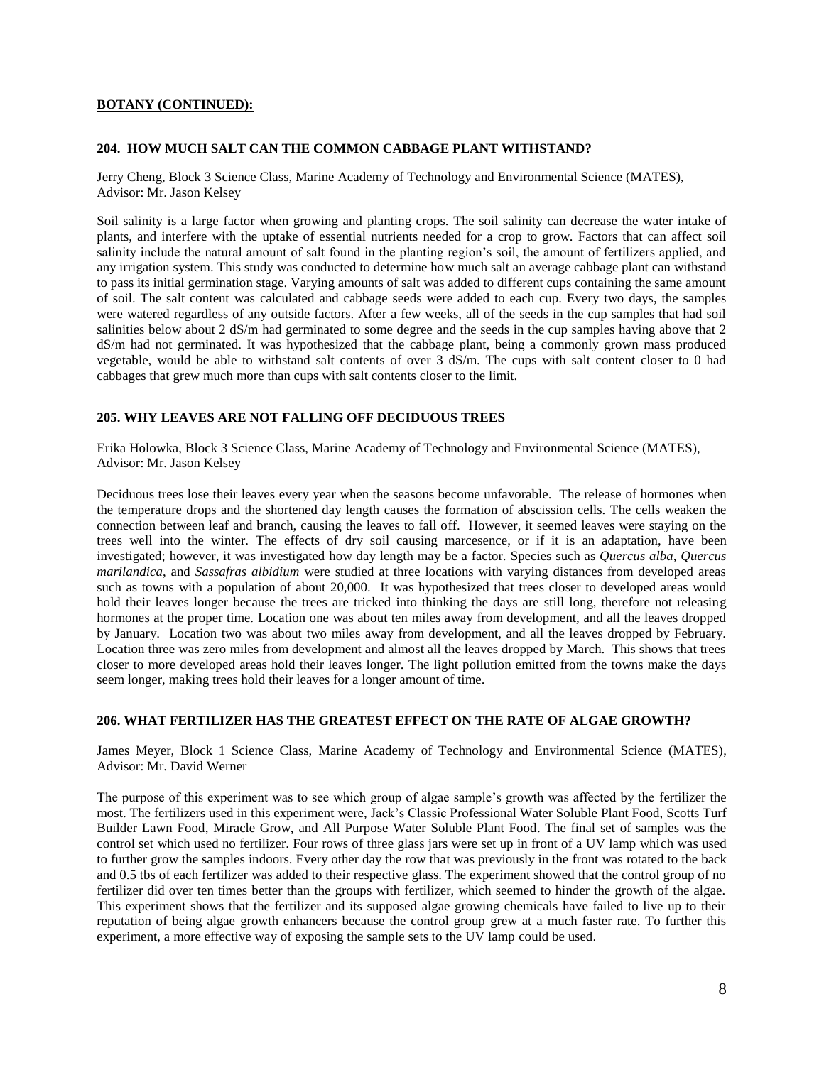**BOTANY (CONTINUED):**

### 204. HOW MUCH SALT CAN THE COMMON CABBAGE PLANT WITHSTAND?

Jerry Cheng, Block 3 Science Class, Marine Academy of Technology and Environmental Science (MATES), Advisor: Mr. Jason Kelsey

Soil salinity is a large factor when growing and planting crops. The soil salinity can decrease the water intake of plants, and interfere with the uptake of essential nutrients needed for a crop to grow. Factors that can affect soil salinity include the natural amount of salt found in the planting region's soil, the amount of fertilizers applied, and any irrigation system. This study was conducted to determine how much salt an average cabbage plant can withstand to pass its initial germination stage. Varying amounts of salt was added to different cups containing the same amount of soil. The salt content was calculated and cabbage seeds were added to each cup. Every two days, the samples were watered regardless of any outside factors. After a few weeks, all of the seeds in the cup samples that had soil salinities below about 2 dS/m had germinated to some degree and the seeds in the cup samples having above that 2 dS/m had not germinated. It was hypothesized that the cabbage plant, being a commonly grown mass produced vegetable, would be able to withstand salt contents of over 3 dS/m. The cups with salt content closer to 0 had cabbages that grew much more than cups with salt contents closer to the limit.

### 205. WHY LEAVES ARE NOT FALLING OFF DECIDUOUS TREES

Erika Holowka, Block 3 Science Class, Marine Academy of Technology and Environmental Science (MATES), Advisor: Mr. Jason Kelsey

Deciduous trees lose their leaves every year when the seasons become unfavorable. The release of hormones when the temperature drops and the shortened day length causes the formation of abscission cells. The cells weaken the connection between leaf and branch, causing the leaves to fall off. However, it seemed leaves were staying on the trees well into the winter. The effects of dry soil causing marcesence, or if it is an adaptation, have been investigated; however, it was investigated how day length may be a factor. Species such as *Quercus alba*, *Quercus marilandica*, and *Sassafras albidium* were studied at three locations with varying distances from developed areas such as towns with a population of about 20,000. It was hypothesized that trees closer to developed areas would hold their leaves longer because the trees are tricked into thinking the days are still long, therefore not releasing hormones at the proper time. Location one was about ten miles away from development, and all the leaves dropped by January. Location two was about two miles away from development, and all the leaves dropped by February. Location three was zero miles from development and almost all the leaves dropped by March. This shows that trees closer to more developed areas hold their leaves longer. The light pollution emitted from the towns make the days seem longer, making trees hold their leaves for a longer amount of time.

### 206. WHAT FERTILIZER HAS THE GREATEST EFFECT ON THE RATE OF ALGAE GROWTH?

James Meyer, Block 1 Science Class, Marine Academy of Technology and Environmental Science (MATES), Advisor: Mr. David Werner

The purpose of this experiment was to see which group of algae sample's growth was affected by the fertilizer the most. The fertilizers used in this experiment were, Jack's Classic Professional Water Soluble Plant Food, Scotts Turf Builder Lawn Food, Miracle Grow, and All Purpose Water Soluble Plant Food. The final set of samples was the control set which used no fertilizer. Four rows of three glass jars were set up in front of a UV lamp which was used to further grow the samples indoors. Every other day the row that was previously in the front was rotated to the back and 0.5 tbs of each fertilizer was added to their respective glass. The experiment showed that the control group of no fertilizer did over ten times better than the groups with fertilizer, which seemed to hinder the growth of the algae. This experiment shows that the fertilizer and its supposed algae growing chemicals have failed to live up to their reputation of being algae growth enhancers because the control group grew at a much faster rate. To further this experiment, a more effective way of exposing the sample sets to the UV lamp could be used.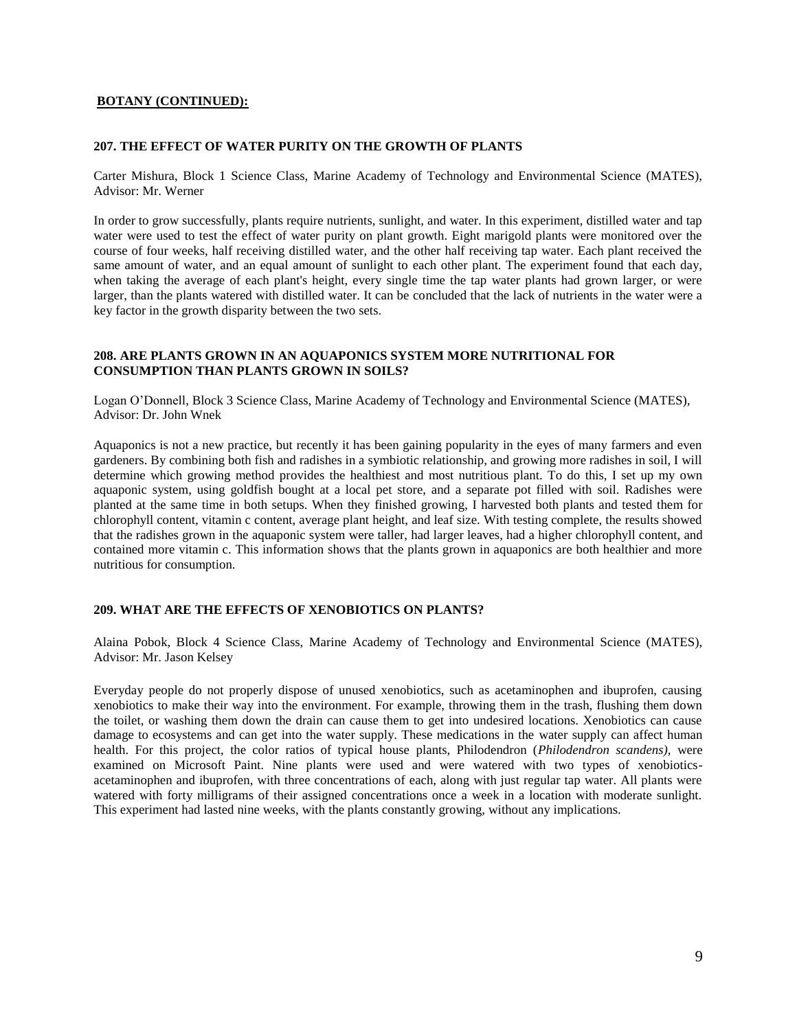## BOTANY (CONTINUED):

### 207. THE EFFECT OF WATER PURITY ON THE GROWTH OF PLANTS

Carter Mishura, Block 1 Science Class, Marine Academy of Technology and Environmental Science (MATES), Advisor: Mr. Werner

In order to grow successfully, plants require nutrients, sunlight, and water. In this experiment, distilled water and tap water were used to test the effect of water purity on plant growth. Eight marigold plants were monitored over the course of four weeks, half receiving distilled water, and the other half receiving tap water. Each plant received the same amount of water, and an equal amount of sunlight to each other plant. The experiment found that each day, when taking the average of each plant's height, every single time the tap water plants had grown larger, or were larger, than the plants watered with distilled water. It can be concluded that the lack of nutrients in the water were a key factor in the growth disparity between the two sets.

### 208. ARE PLANTS GROWN IN AN AQUAPONICS SYSTEM MORE NUTRITIONAL FOR CONSUMPTION THAN PLANTS GROWN IN SOILS?

Logan O'Donnell, Block 3 Science Class, Marine Academy of Technology and Environmental Science (MATES), Advisor: Dr. John Wnek

Aquaponics is not a new practice, but recently it has been gaining popularity in the eyes of many farmers and even gardeners. By combining both fish and radishes in a symbiotic relationship, and growing more radishes in soil, I will determine which growing method provides the healthiest and most nutritious plant. To do this, I set up my own aquaponic system, using goldfish bought at a local pet store, and a separate pot filled with soil. Radishes were planted at the same time in both setups. When they finished growing, I harvested both plants and tested them for chlorophyll content, vitamin c content, average plant height, and leaf size. With testing complete, the results showed that the radishes grown in the aquaponic system were taller, had larger leaves, had a higher chlorophyll content, and contained more vitamin c. This information shows that the plants grown in aquaponics are both healthier and more nutritious for consumption.

### 209. WHAT ARE THE EFFECTS OF XENOBIOTICS ON PLANTS?

Alaina Pobok, Block 4 Science Class, Marine Academy of Technology and Environmental Science (MATES), Advisor: Mr. Jason Kelsey

Everyday people do not properly dispose of unused xenobiotics, such as acetaminophen and ibuprofen, causing xenobiotics to make their way into the environment. For example, throwing them in the trash, flushing them down the toilet, or washing them down the drain can cause them to get into undesired locations. Xenobiotics can cause damage to ecosystems and can get into the water supply. These medications in the water supply can affect human health. For this project, the color ratios of typical house plants, Philodendron (*Philodendron scandens),* were examined on Microsoft Paint. Nine plants were used and were watered with two types of xenobiotics-acetaminophen and ibuprofen, with three concentrations of each, along with just regular tap water. All plants were watered with forty milligrams of their assigned concentrations once a week in a location with moderate sunlight. This experiment had lasted nine weeks, with the plants constantly growing, without any implications.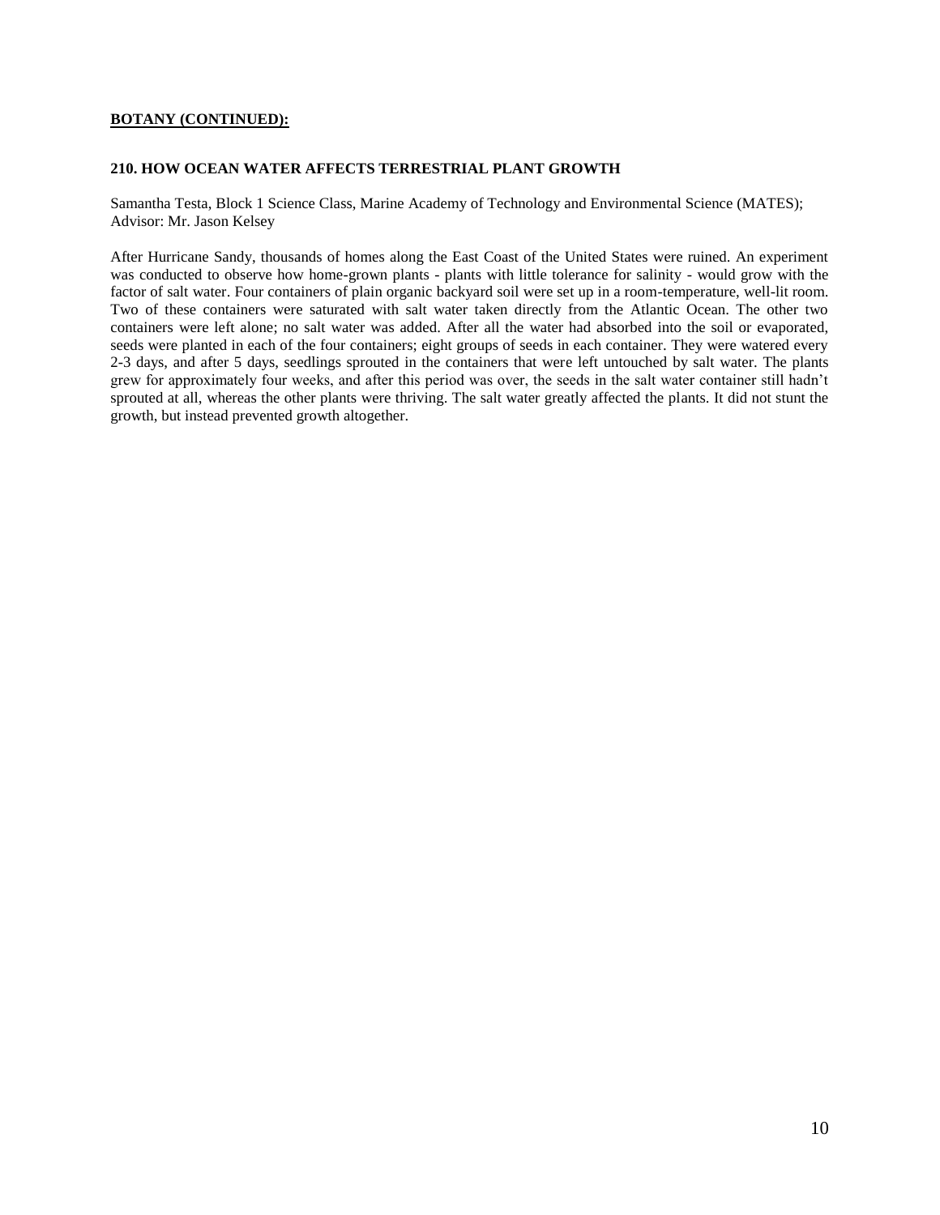**BOTANY (CONTINUED):**

### 210. HOW OCEAN WATER AFFECTS TERRESTRIAL PLANT GROWTH

Samantha Testa, Block 1 Science Class, Marine Academy of Technology and Environmental Science (MATES); Advisor: Mr. Jason Kelsey

After Hurricane Sandy, thousands of homes along the East Coast of the United States were ruined. An experiment was conducted to observe how home-grown plants - plants with little tolerance for salinity - would grow with the factor of salt water. Four containers of plain organic backyard soil were set up in a room-temperature, well-lit room. Two of these containers were saturated with salt water taken directly from the Atlantic Ocean. The other two containers were left alone; no salt water was added. After all the water had absorbed into the soil or evaporated, seeds were planted in each of the four containers; eight groups of seeds in each container. They were watered every 2-3 days, and after 5 days, seedlings sprouted in the containers that were left untouched by salt water. The plants grew for approximately four weeks, and after this period was over, the seeds in the salt water container still hadn't sprouted at all, whereas the other plants were thriving. The salt water greatly affected the plants. It did not stunt the growth, but instead prevented growth altogether.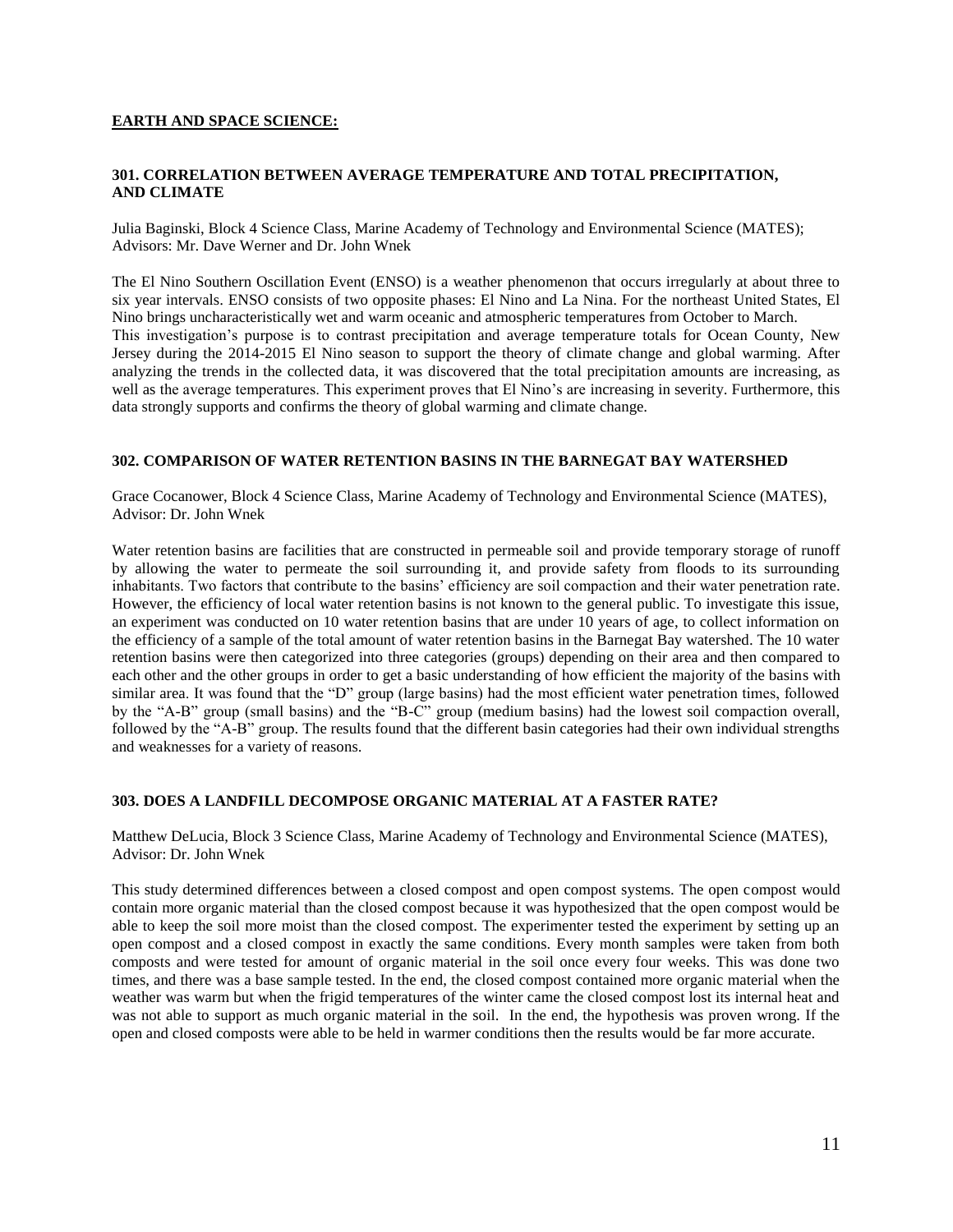## EARTH AND SPACE SCIENCE:

### 301. CORRELATION BETWEEN AVERAGE TEMPERATURE AND TOTAL PRECIPITATION, AND CLIMATE

Julia Baginski, Block 4 Science Class, Marine Academy of Technology and Environmental Science (MATES); Advisors: Mr. Dave Werner and Dr. John Wnek

The El Nino Southern Oscillation Event (ENSO) is a weather phenomenon that occurs irregularly at about three to six year intervals. ENSO consists of two opposite phases: El Nino and La Nina. For the northeast United States, El Nino brings uncharacteristically wet and warm oceanic and atmospheric temperatures from October to March.
This investigation's purpose is to contrast precipitation and average temperature totals for Ocean County, New Jersey during the 2014-2015 El Nino season to support the theory of climate change and global warming. After analyzing the trends in the collected data, it was discovered that the total precipitation amounts are increasing, as well as the average temperatures. This experiment proves that El Nino's are increasing in severity. Furthermore, this data strongly supports and confirms the theory of global warming and climate change.

### 302. COMPARISON OF WATER RETENTION BASINS IN THE BARNEGAT BAY WATERSHED

Grace Cocanower, Block 4 Science Class, Marine Academy of Technology and Environmental Science (MATES), Advisor: Dr. John Wnek

Water retention basins are facilities that are constructed in permeable soil and provide temporary storage of runoff by allowing the water to permeate the soil surrounding it, and provide safety from floods to its surrounding inhabitants. Two factors that contribute to the basins' efficiency are soil compaction and their water penetration rate. However, the efficiency of local water retention basins is not known to the general public. To investigate this issue, an experiment was conducted on 10 water retention basins that are under 10 years of age, to collect information on the efficiency of a sample of the total amount of water retention basins in the Barnegat Bay watershed. The 10 water retention basins were then categorized into three categories (groups) depending on their area and then compared to each other and the other groups in order to get a basic understanding of how efficient the majority of the basins with similar area. It was found that the "D" group (large basins) had the most efficient water penetration times, followed by the "A-B" group (small basins) and the "B-C" group (medium basins) had the lowest soil compaction overall, followed by the "A-B" group. The results found that the different basin categories had their own individual strengths and weaknesses for a variety of reasons.

### 303. DOES A LANDFILL DECOMPOSE ORGANIC MATERIAL AT A FASTER RATE?

Matthew DeLucia, Block 3 Science Class, Marine Academy of Technology and Environmental Science (MATES), Advisor: Dr. John Wnek

This study determined differences between a closed compost and open compost systems. The open compost would contain more organic material than the closed compost because it was hypothesized that the open compost would be able to keep the soil more moist than the closed compost. The experimenter tested the experiment by setting up an open compost and a closed compost in exactly the same conditions. Every month samples were taken from both composts and were tested for amount of organic material in the soil once every four weeks. This was done two times, and there was a base sample tested. In the end, the closed compost contained more organic material when the weather was warm but when the frigid temperatures of the winter came the closed compost lost its internal heat and was not able to support as much organic material in the soil. In the end, the hypothesis was proven wrong. If the open and closed composts were able to be held in warmer conditions then the results would be far more accurate.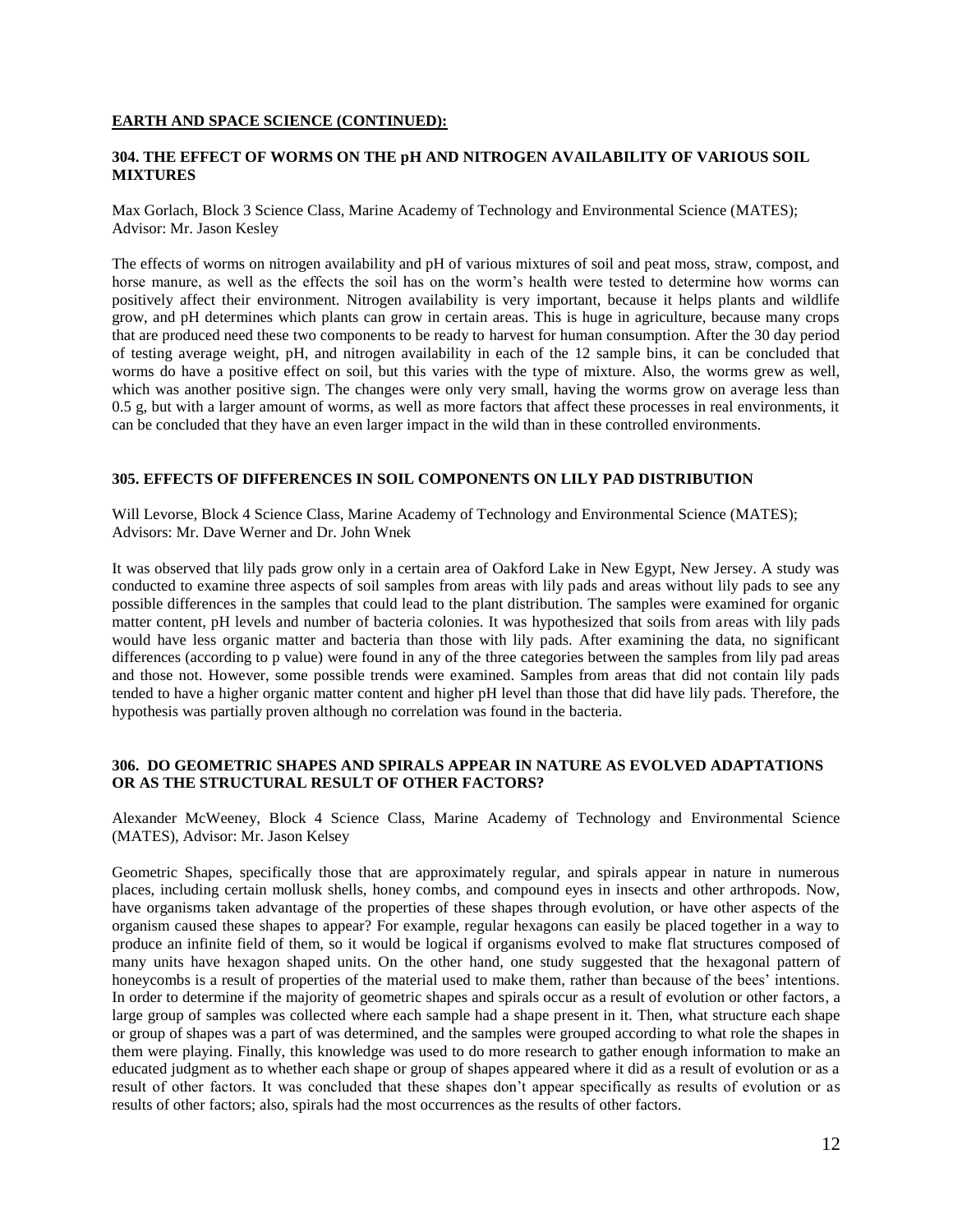**EARTH AND SPACE SCIENCE (CONTINUED):**

### 304. THE EFFECT OF WORMS ON THE pH AND NITROGEN AVAILABILITY OF VARIOUS SOIL MIXTURES

Max Gorlach, Block 3 Science Class, Marine Academy of Technology and Environmental Science (MATES); Advisor: Mr. Jason Kesley

The effects of worms on nitrogen availability and pH of various mixtures of soil and peat moss, straw, compost, and horse manure, as well as the effects the soil has on the worm's health were tested to determine how worms can positively affect their environment. Nitrogen availability is very important, because it helps plants and wildlife grow, and pH determines which plants can grow in certain areas. This is huge in agriculture, because many crops that are produced need these two components to be ready to harvest for human consumption. After the 30 day period of testing average weight, pH, and nitrogen availability in each of the 12 sample bins, it can be concluded that worms do have a positive effect on soil, but this varies with the type of mixture. Also, the worms grew as well, which was another positive sign. The changes were only very small, having the worms grow on average less than 0.5 g, but with a larger amount of worms, as well as more factors that affect these processes in real environments, it can be concluded that they have an even larger impact in the wild than in these controlled environments.

### 305. EFFECTS OF DIFFERENCES IN SOIL COMPONENTS ON LILY PAD DISTRIBUTION

Will Levorse, Block 4 Science Class, Marine Academy of Technology and Environmental Science (MATES); Advisors: Mr. Dave Werner and Dr. John Wnek

It was observed that lily pads grow only in a certain area of Oakford Lake in New Egypt, New Jersey. A study was conducted to examine three aspects of soil samples from areas with lily pads and areas without lily pads to see any possible differences in the samples that could lead to the plant distribution. The samples were examined for organic matter content, pH levels and number of bacteria colonies. It was hypothesized that soils from areas with lily pads would have less organic matter and bacteria than those with lily pads. After examining the data, no significant differences (according to p value) were found in any of the three categories between the samples from lily pad areas and those not. However, some possible trends were examined. Samples from areas that did not contain lily pads tended to have a higher organic matter content and higher pH level than those that did have lily pads. Therefore, the hypothesis was partially proven although no correlation was found in the bacteria.

### 306. DO GEOMETRIC SHAPES AND SPIRALS APPEAR IN NATURE AS EVOLVED ADAPTATIONS OR AS THE STRUCTURAL RESULT OF OTHER FACTORS?

Alexander McWeeney, Block 4 Science Class, Marine Academy of Technology and Environmental Science (MATES), Advisor: Mr. Jason Kelsey

Geometric Shapes, specifically those that are approximately regular, and spirals appear in nature in numerous places, including certain mollusk shells, honey combs, and compound eyes in insects and other arthropods. Now, have organisms taken advantage of the properties of these shapes through evolution, or have other aspects of the organism caused these shapes to appear? For example, regular hexagons can easily be placed together in a way to produce an infinite field of them, so it would be logical if organisms evolved to make flat structures composed of many units have hexagon shaped units. On the other hand, one study suggested that the hexagonal pattern of honeycombs is a result of properties of the material used to make them, rather than because of the bees' intentions. In order to determine if the majority of geometric shapes and spirals occur as a result of evolution or other factors, a large group of samples was collected where each sample had a shape present in it. Then, what structure each shape or group of shapes was a part of was determined, and the samples were grouped according to what role the shapes in them were playing. Finally, this knowledge was used to do more research to gather enough information to make an educated judgment as to whether each shape or group of shapes appeared where it did as a result of evolution or as a result of other factors. It was concluded that these shapes don't appear specifically as results of evolution or as results of other factors; also, spirals had the most occurrences as the results of other factors.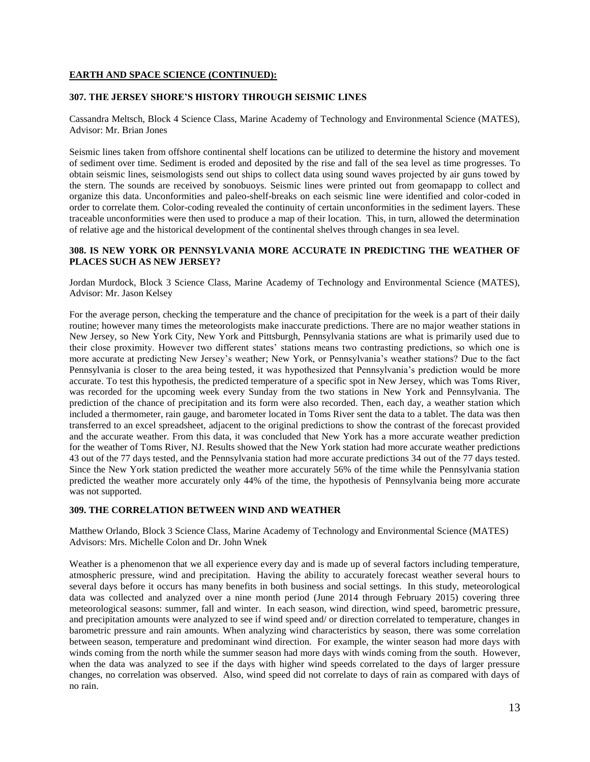## EARTH AND SPACE SCIENCE (CONTINUED):

### 307. THE JERSEY SHORE'S HISTORY THROUGH SEISMIC LINES

Cassandra Meltsch, Block 4 Science Class, Marine Academy of Technology and Environmental Science (MATES), Advisor: Mr. Brian Jones

Seismic lines taken from offshore continental shelf locations can be utilized to determine the history and movement of sediment over time. Sediment is eroded and deposited by the rise and fall of the sea level as time progresses. To obtain seismic lines, seismologists send out ships to collect data using sound waves projected by air guns towed by the stern. The sounds are received by sonobuoys. Seismic lines were printed out from geomapapp to collect and organize this data. Unconformities and paleo-shelf-breaks on each seismic line were identified and color-coded in order to correlate them. Color-coding revealed the continuity of certain unconformities in the sediment layers. These traceable unconformities were then used to produce a map of their location. This, in turn, allowed the determination of relative age and the historical development of the continental shelves through changes in sea level.

### 308. IS NEW YORK OR PENNSYLVANIA MORE ACCURATE IN PREDICTING THE WEATHER OF PLACES SUCH AS NEW JERSEY?

Jordan Murdock, Block 3 Science Class, Marine Academy of Technology and Environmental Science (MATES), Advisor: Mr. Jason Kelsey

For the average person, checking the temperature and the chance of precipitation for the week is a part of their daily routine; however many times the meteorologists make inaccurate predictions. There are no major weather stations in New Jersey, so New York City, New York and Pittsburgh, Pennsylvania stations are what is primarily used due to their close proximity. However two different states' stations means two contrasting predictions, so which one is more accurate at predicting New Jersey's weather; New York, or Pennsylvania's weather stations? Due to the fact Pennsylvania is closer to the area being tested, it was hypothesized that Pennsylvania's prediction would be more accurate. To test this hypothesis, the predicted temperature of a specific spot in New Jersey, which was Toms River, was recorded for the upcoming week every Sunday from the two stations in New York and Pennsylvania. The prediction of the chance of precipitation and its form were also recorded. Then, each day, a weather station which included a thermometer, rain gauge, and barometer located in Toms River sent the data to a tablet. The data was then transferred to an excel spreadsheet, adjacent to the original predictions to show the contrast of the forecast provided and the accurate weather. From this data, it was concluded that New York has a more accurate weather prediction for the weather of Toms River, NJ. Results showed that the New York station had more accurate weather predictions 43 out of the 77 days tested, and the Pennsylvania station had more accurate predictions 34 out of the 77 days tested. Since the New York station predicted the weather more accurately 56% of the time while the Pennsylvania station predicted the weather more accurately only 44% of the time, the hypothesis of Pennsylvania being more accurate was not supported.

### 309. THE CORRELATION BETWEEN WIND AND WEATHER

Matthew Orlando, Block 3 Science Class, Marine Academy of Technology and Environmental Science (MATES) Advisors: Mrs. Michelle Colon and Dr. John Wnek

Weather is a phenomenon that we all experience every day and is made up of several factors including temperature, atmospheric pressure, wind and precipitation. Having the ability to accurately forecast weather several hours to several days before it occurs has many benefits in both business and social settings. In this study, meteorological data was collected and analyzed over a nine month period (June 2014 through February 2015) covering three meteorological seasons: summer, fall and winter. In each season, wind direction, wind speed, barometric pressure, and precipitation amounts were analyzed to see if wind speed and/ or direction correlated to temperature, changes in barometric pressure and rain amounts. When analyzing wind characteristics by season, there was some correlation between season, temperature and predominant wind direction. For example, the winter season had more days with winds coming from the north while the summer season had more days with winds coming from the south. However, when the data was analyzed to see if the days with higher wind speeds correlated to the days of larger pressure changes, no correlation was observed. Also, wind speed did not correlate to days of rain as compared with days of no rain.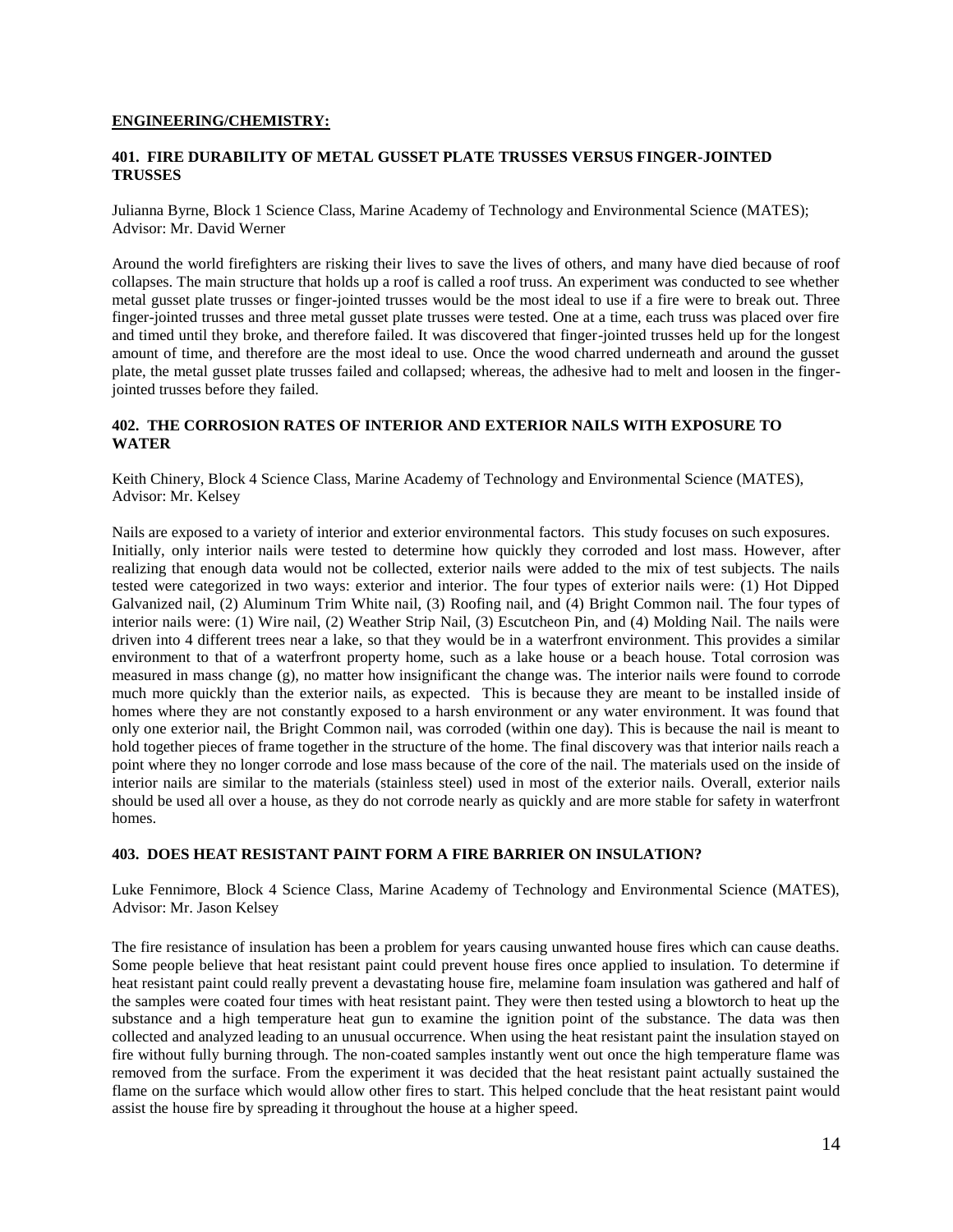## ENGINEERING/CHEMISTRY:

### 401. FIRE DURABILITY OF METAL GUSSET PLATE TRUSSES VERSUS FINGER-JOINTED TRUSSES

Julianna Byrne, Block 1 Science Class, Marine Academy of Technology and Environmental Science (MATES); Advisor: Mr. David Werner

Around the world firefighters are risking their lives to save the lives of others, and many have died because of roof collapses. The main structure that holds up a roof is called a roof truss. An experiment was conducted to see whether metal gusset plate trusses or finger-jointed trusses would be the most ideal to use if a fire were to break out. Three finger-jointed trusses and three metal gusset plate trusses were tested. One at a time, each truss was placed over fire and timed until they broke, and therefore failed. It was discovered that finger-jointed trusses held up for the longest amount of time, and therefore are the most ideal to use. Once the wood charred underneath and around the gusset plate, the metal gusset plate trusses failed and collapsed; whereas, the adhesive had to melt and loosen in the finger-jointed trusses before they failed.

### 402. THE CORROSION RATES OF INTERIOR AND EXTERIOR NAILS WITH EXPOSURE TO WATER

Keith Chinery, Block 4 Science Class, Marine Academy of Technology and Environmental Science (MATES), Advisor: Mr. Kelsey

Nails are exposed to a variety of interior and exterior environmental factors. This study focuses on such exposures. Initially, only interior nails were tested to determine how quickly they corroded and lost mass. However, after realizing that enough data would not be collected, exterior nails were added to the mix of test subjects. The nails tested were categorized in two ways: exterior and interior. The four types of exterior nails were: (1) Hot Dipped Galvanized nail, (2) Aluminum Trim White nail, (3) Roofing nail, and (4) Bright Common nail. The four types of interior nails were: (1) Wire nail, (2) Weather Strip Nail, (3) Escutcheon Pin, and (4) Molding Nail. The nails were driven into 4 different trees near a lake, so that they would be in a waterfront environment. This provides a similar environment to that of a waterfront property home, such as a lake house or a beach house. Total corrosion was measured in mass change (g), no matter how insignificant the change was. The interior nails were found to corrode much more quickly than the exterior nails, as expected. This is because they are meant to be installed inside of homes where they are not constantly exposed to a harsh environment or any water environment. It was found that only one exterior nail, the Bright Common nail, was corroded (within one day). This is because the nail is meant to hold together pieces of frame together in the structure of the home. The final discovery was that interior nails reach a point where they no longer corrode and lose mass because of the core of the nail. The materials used on the inside of interior nails are similar to the materials (stainless steel) used in most of the exterior nails. Overall, exterior nails should be used all over a house, as they do not corrode nearly as quickly and are more stable for safety in waterfront homes.

### 403. DOES HEAT RESISTANT PAINT FORM A FIRE BARRIER ON INSULATION?

Luke Fennimore, Block 4 Science Class, Marine Academy of Technology and Environmental Science (MATES), Advisor: Mr. Jason Kelsey

The fire resistance of insulation has been a problem for years causing unwanted house fires which can cause deaths. Some people believe that heat resistant paint could prevent house fires once applied to insulation. To determine if heat resistant paint could really prevent a devastating house fire, melamine foam insulation was gathered and half of the samples were coated four times with heat resistant paint. They were then tested using a blowtorch to heat up the substance and a high temperature heat gun to examine the ignition point of the substance. The data was then collected and analyzed leading to an unusual occurrence. When using the heat resistant paint the insulation stayed on fire without fully burning through. The non-coated samples instantly went out once the high temperature flame was removed from the surface. From the experiment it was decided that the heat resistant paint actually sustained the flame on the surface which would allow other fires to start. This helped conclude that the heat resistant paint would assist the house fire by spreading it throughout the house at a higher speed.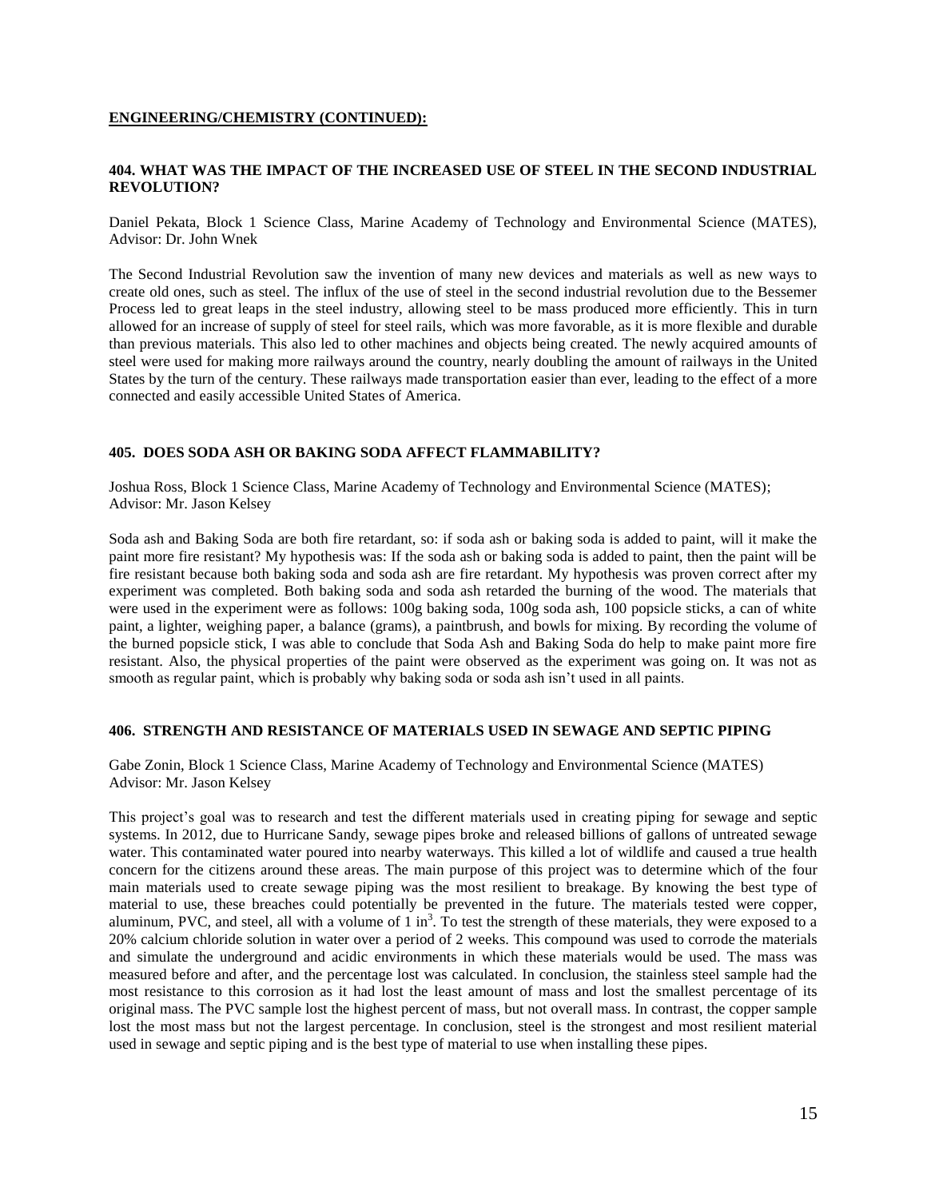**ENGINEERING/CHEMISTRY (CONTINUED):**

### 404. WHAT WAS THE IMPACT OF THE INCREASED USE OF STEEL IN THE SECOND INDUSTRIAL REVOLUTION?

Daniel Pekata, Block 1 Science Class, Marine Academy of Technology and Environmental Science (MATES), Advisor: Dr. John Wnek

The Second Industrial Revolution saw the invention of many new devices and materials as well as new ways to create old ones, such as steel. The influx of the use of steel in the second industrial revolution due to the Bessemer Process led to great leaps in the steel industry, allowing steel to be mass produced more efficiently. This in turn allowed for an increase of supply of steel for steel rails, which was more favorable, as it is more flexible and durable than previous materials. This also led to other machines and objects being created. The newly acquired amounts of steel were used for making more railways around the country, nearly doubling the amount of railways in the United States by the turn of the century. These railways made transportation easier than ever, leading to the effect of a more connected and easily accessible United States of America.

### 405. DOES SODA ASH OR BAKING SODA AFFECT FLAMMABILITY?

Joshua Ross, Block 1 Science Class, Marine Academy of Technology and Environmental Science (MATES); Advisor: Mr. Jason Kelsey

Soda ash and Baking Soda are both fire retardant, so: if soda ash or baking soda is added to paint, will it make the paint more fire resistant? My hypothesis was: If the soda ash or baking soda is added to paint, then the paint will be fire resistant because both baking soda and soda ash are fire retardant. My hypothesis was proven correct after my experiment was completed. Both baking soda and soda ash retarded the burning of the wood. The materials that were used in the experiment were as follows: 100g baking soda, 100g soda ash, 100 popsicle sticks, a can of white paint, a lighter, weighing paper, a balance (grams), a paintbrush, and bowls for mixing. By recording the volume of the burned popsicle stick, I was able to conclude that Soda Ash and Baking Soda do help to make paint more fire resistant. Also, the physical properties of the paint were observed as the experiment was going on. It was not as smooth as regular paint, which is probably why baking soda or soda ash isn't used in all paints.

### 406. STRENGTH AND RESISTANCE OF MATERIALS USED IN SEWAGE AND SEPTIC PIPING

Gabe Zonin, Block 1 Science Class, Marine Academy of Technology and Environmental Science (MATES) Advisor: Mr. Jason Kelsey

This project's goal was to research and test the different materials used in creating piping for sewage and septic systems. In 2012, due to Hurricane Sandy, sewage pipes broke and released billions of gallons of untreated sewage water. This contaminated water poured into nearby waterways. This killed a lot of wildlife and caused a true health concern for the citizens around these areas. The main purpose of this project was to determine which of the four main materials used to create sewage piping was the most resilient to breakage. By knowing the best type of material to use, these breaches could potentially be prevented in the future. The materials tested were copper, aluminum, PVC, and steel, all with a volume of 1 $in^3$. To test the strength of these materials, they were exposed to a 20% calcium chloride solution in water over a period of 2 weeks. This compound was used to corrode the materials and simulate the underground and acidic environments in which these materials would be used. The mass was measured before and after, and the percentage lost was calculated. In conclusion, the stainless steel sample had the most resistance to this corrosion as it had lost the least amount of mass and lost the smallest percentage of its original mass. The PVC sample lost the highest percent of mass, but not overall mass. In contrast, the copper sample lost the most mass but not the largest percentage. In conclusion, steel is the strongest and most resilient material used in sewage and septic piping and is the best type of material to use when installing these pipes.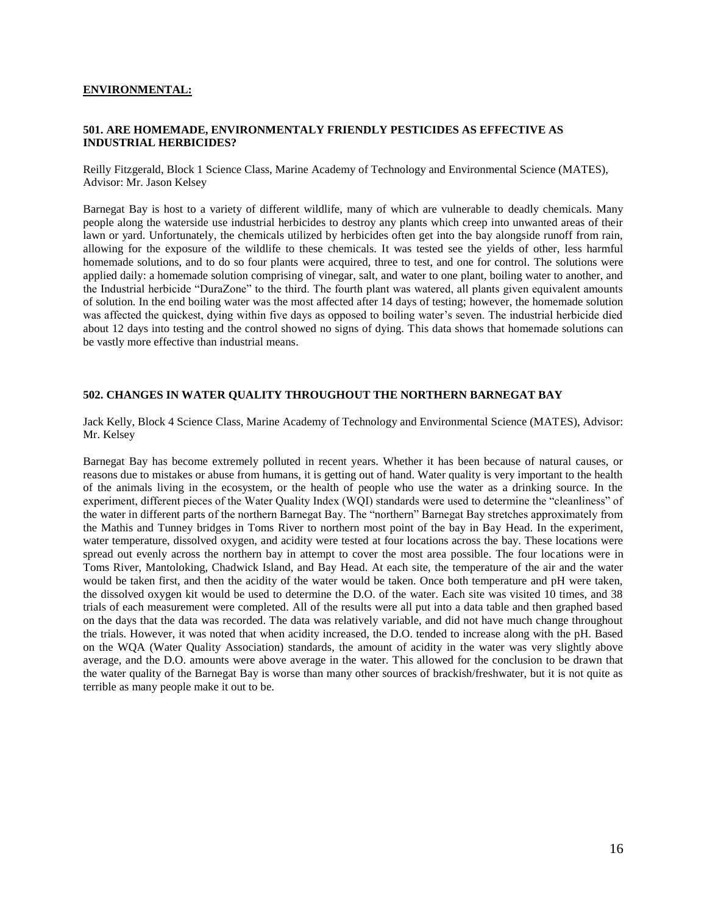## ENVIRONMENTAL:

### 501. ARE HOMEMADE, ENVIRONMENTALY FRIENDLY PESTICIDES AS EFFECTIVE AS INDUSTRIAL HERBICIDES?

Reilly Fitzgerald, Block 1 Science Class, Marine Academy of Technology and Environmental Science (MATES), Advisor: Mr. Jason Kelsey

Barnegat Bay is host to a variety of different wildlife, many of which are vulnerable to deadly chemicals. Many people along the waterside use industrial herbicides to destroy any plants which creep into unwanted areas of their lawn or yard. Unfortunately, the chemicals utilized by herbicides often get into the bay alongside runoff from rain, allowing for the exposure of the wildlife to these chemicals. It was tested see the yields of other, less harmful homemade solutions, and to do so four plants were acquired, three to test, and one for control. The solutions were applied daily: a homemade solution comprising of vinegar, salt, and water to one plant, boiling water to another, and the Industrial herbicide "DuraZone" to the third. The fourth plant was watered, all plants given equivalent amounts of solution. In the end boiling water was the most affected after 14 days of testing; however, the homemade solution was affected the quickest, dying within five days as opposed to boiling water's seven. The industrial herbicide died about 12 days into testing and the control showed no signs of dying. This data shows that homemade solutions can be vastly more effective than industrial means.

### 502. CHANGES IN WATER QUALITY THROUGHOUT THE NORTHERN BARNEGAT BAY

Jack Kelly, Block 4 Science Class, Marine Academy of Technology and Environmental Science (MATES), Advisor: Mr. Kelsey

Barnegat Bay has become extremely polluted in recent years. Whether it has been because of natural causes, or reasons due to mistakes or abuse from humans, it is getting out of hand. Water quality is very important to the health of the animals living in the ecosystem, or the health of people who use the water as a drinking source. In the experiment, different pieces of the Water Quality Index (WQI) standards were used to determine the "cleanliness" of the water in different parts of the northern Barnegat Bay. The "northern" Barnegat Bay stretches approximately from the Mathis and Tunney bridges in Toms River to northern most point of the bay in Bay Head. In the experiment, water temperature, dissolved oxygen, and acidity were tested at four locations across the bay. These locations were spread out evenly across the northern bay in attempt to cover the most area possible. The four locations were in Toms River, Mantoloking, Chadwick Island, and Bay Head. At each site, the temperature of the air and the water would be taken first, and then the acidity of the water would be taken. Once both temperature and pH were taken, the dissolved oxygen kit would be used to determine the D.O. of the water. Each site was visited 10 times, and 38 trials of each measurement were completed. All of the results were all put into a data table and then graphed based on the days that the data was recorded. The data was relatively variable, and did not have much change throughout the trials. However, it was noted that when acidity increased, the D.O. tended to increase along with the pH. Based on the WQA (Water Quality Association) standards, the amount of acidity in the water was very slightly above average, and the D.O. amounts were above average in the water. This allowed for the conclusion to be drawn that the water quality of the Barnegat Bay is worse than many other sources of brackish/freshwater, but it is not quite as terrible as many people make it out to be.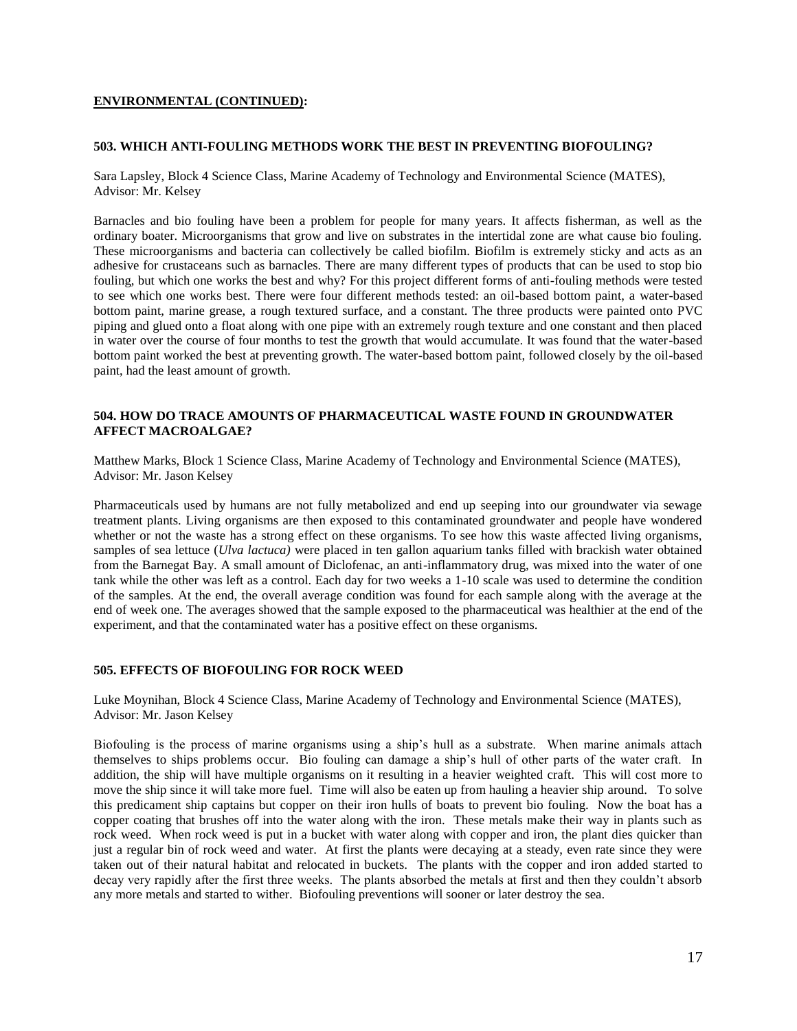## ENVIRONMENTAL (CONTINUED):

### 503. WHICH ANTI-FOULING METHODS WORK THE BEST IN PREVENTING BIOFOULING?

Sara Lapsley, Block 4 Science Class, Marine Academy of Technology and Environmental Science (MATES), Advisor: Mr. Kelsey

Barnacles and bio fouling have been a problem for people for many years. It affects fisherman, as well as the ordinary boater. Microorganisms that grow and live on substrates in the intertidal zone are what cause bio fouling. These microorganisms and bacteria can collectively be called biofilm. Biofilm is extremely sticky and acts as an adhesive for crustaceans such as barnacles. There are many different types of products that can be used to stop bio fouling, but which one works the best and why? For this project different forms of anti-fouling methods were tested to see which one works best. There were four different methods tested: an oil-based bottom paint, a water-based bottom paint, marine grease, a rough textured surface, and a constant. The three products were painted onto PVC piping and glued onto a float along with one pipe with an extremely rough texture and one constant and then placed in water over the course of four months to test the growth that would accumulate. It was found that the water-based bottom paint worked the best at preventing growth. The water-based bottom paint, followed closely by the oil-based paint, had the least amount of growth.

### 504. HOW DO TRACE AMOUNTS OF PHARMACEUTICAL WASTE FOUND IN GROUNDWATER AFFECT MACROALGAE?

Matthew Marks, Block 1 Science Class, Marine Academy of Technology and Environmental Science (MATES), Advisor: Mr. Jason Kelsey

Pharmaceuticals used by humans are not fully metabolized and end up seeping into our groundwater via sewage treatment plants. Living organisms are then exposed to this contaminated groundwater and people have wondered whether or not the waste has a strong effect on these organisms. To see how this waste affected living organisms, samples of sea lettuce (*Ulva lactuca)* were placed in ten gallon aquarium tanks filled with brackish water obtained from the Barnegat Bay. A small amount of Diclofenac, an anti-inflammatory drug, was mixed into the water of one tank while the other was left as a control. Each day for two weeks a 1-10 scale was used to determine the condition of the samples. At the end, the overall average condition was found for each sample along with the average at the end of week one. The averages showed that the sample exposed to the pharmaceutical was healthier at the end of the experiment, and that the contaminated water has a positive effect on these organisms.

### 505. EFFECTS OF BIOFOULING FOR ROCK WEED

Luke Moynihan, Block 4 Science Class, Marine Academy of Technology and Environmental Science (MATES), Advisor: Mr. Jason Kelsey

Biofouling is the process of marine organisms using a ship's hull as a substrate. When marine animals attach themselves to ships problems occur. Bio fouling can damage a ship's hull of other parts of the water craft. In addition, the ship will have multiple organisms on it resulting in a heavier weighted craft. This will cost more to move the ship since it will take more fuel. Time will also be eaten up from hauling a heavier ship around. To solve this predicament ship captains but copper on their iron hulls of boats to prevent bio fouling. Now the boat has a copper coating that brushes off into the water along with the iron. These metals make their way in plants such as rock weed. When rock weed is put in a bucket with water along with copper and iron, the plant dies quicker than just a regular bin of rock weed and water. At first the plants were decaying at a steady, even rate since they were taken out of their natural habitat and relocated in buckets. The plants with the copper and iron added started to decay very rapidly after the first three weeks. The plants absorbed the metals at first and then they couldn't absorb any more metals and started to wither. Biofouling preventions will sooner or later destroy the sea.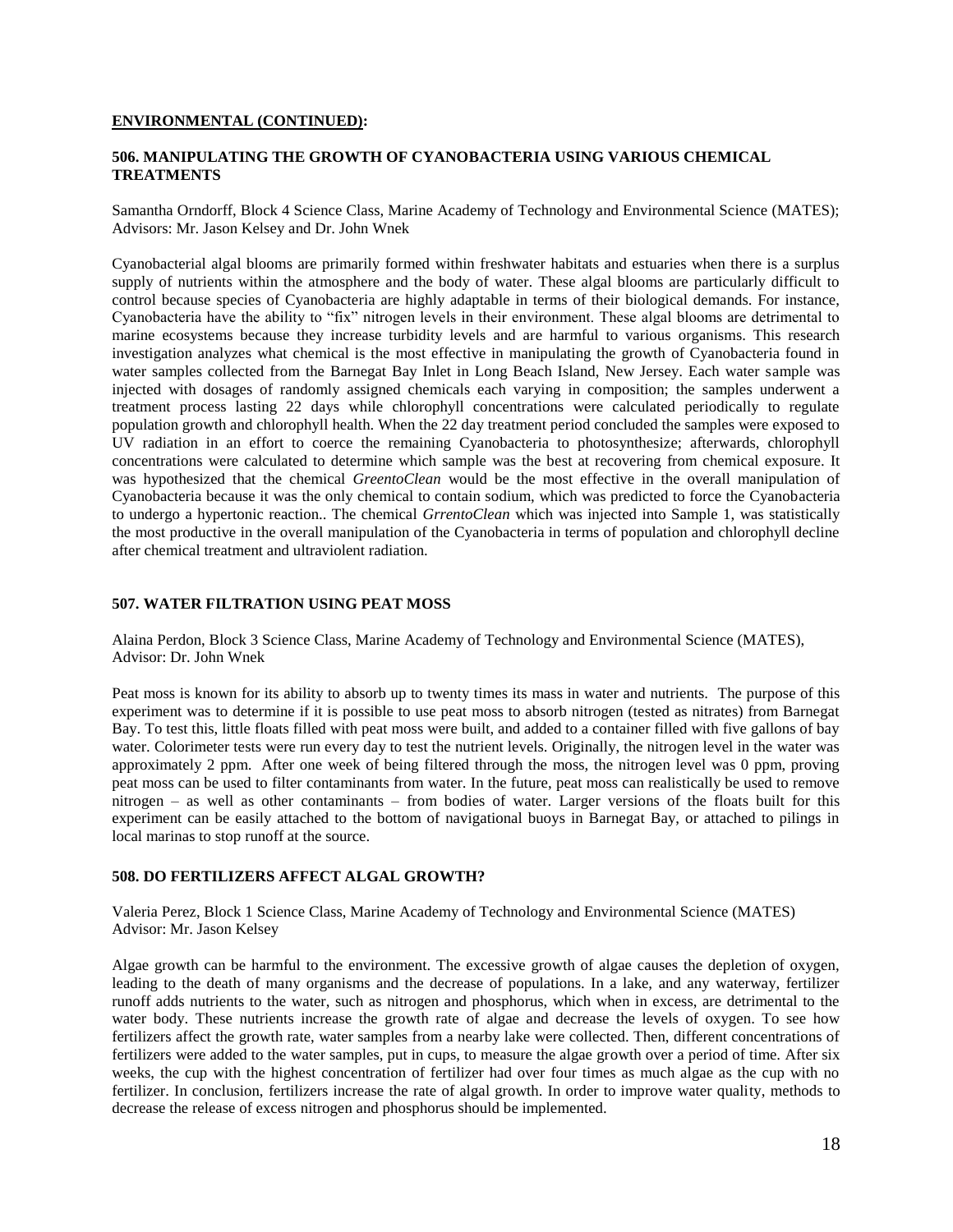## ENVIRONMENTAL (CONTINUED):

### 506. MANIPULATING THE GROWTH OF CYANOBACTERIA USING VARIOUS CHEMICAL TREATMENTS

Samantha Orndorff, Block 4 Science Class, Marine Academy of Technology and Environmental Science (MATES); Advisors: Mr. Jason Kelsey and Dr. John Wnek

Cyanobacterial algal blooms are primarily formed within freshwater habitats and estuaries when there is a surplus supply of nutrients within the atmosphere and the body of water. These algal blooms are particularly difficult to control because species of Cyanobacteria are highly adaptable in terms of their biological demands. For instance, Cyanobacteria have the ability to "fix" nitrogen levels in their environment. These algal blooms are detrimental to marine ecosystems because they increase turbidity levels and are harmful to various organisms. This research investigation analyzes what chemical is the most effective in manipulating the growth of Cyanobacteria found in water samples collected from the Barnegat Bay Inlet in Long Beach Island, New Jersey. Each water sample was injected with dosages of randomly assigned chemicals each varying in composition; the samples underwent a treatment process lasting 22 days while chlorophyll concentrations were calculated periodically to regulate population growth and chlorophyll health. When the 22 day treatment period concluded the samples were exposed to UV radiation in an effort to coerce the remaining Cyanobacteria to photosynthesize; afterwards, chlorophyll concentrations were calculated to determine which sample was the best at recovering from chemical exposure. It was hypothesized that the chemical *GreentoClean* would be the most effective in the overall manipulation of Cyanobacteria because it was the only chemical to contain sodium, which was predicted to force the Cyanobacteria to undergo a hypertonic reaction.. The chemical *GrrentoClean* which was injected into Sample 1, was statistically the most productive in the overall manipulation of the Cyanobacteria in terms of population and chlorophyll decline after chemical treatment and ultraviolent radiation.

### 507. WATER FILTRATION USING PEAT MOSS

Alaina Perdon, Block 3 Science Class, Marine Academy of Technology and Environmental Science (MATES), Advisor: Dr. John Wnek

Peat moss is known for its ability to absorb up to twenty times its mass in water and nutrients. The purpose of this experiment was to determine if it is possible to use peat moss to absorb nitrogen (tested as nitrates) from Barnegat Bay. To test this, little floats filled with peat moss were built, and added to a container filled with five gallons of bay water. Colorimeter tests were run every day to test the nutrient levels. Originally, the nitrogen level in the water was approximately 2 ppm. After one week of being filtered through the moss, the nitrogen level was 0 ppm, proving peat moss can be used to filter contaminants from water. In the future, peat moss can realistically be used to remove nitrogen – as well as other contaminants – from bodies of water. Larger versions of the floats built for this experiment can be easily attached to the bottom of navigational buoys in Barnegat Bay, or attached to pilings in local marinas to stop runoff at the source.

### 508. DO FERTILIZERS AFFECT ALGAL GROWTH?

Valeria Perez, Block 1 Science Class, Marine Academy of Technology and Environmental Science (MATES) Advisor: Mr. Jason Kelsey

Algae growth can be harmful to the environment. The excessive growth of algae causes the depletion of oxygen, leading to the death of many organisms and the decrease of populations. In a lake, and any waterway, fertilizer runoff adds nutrients to the water, such as nitrogen and phosphorus, which when in excess, are detrimental to the water body. These nutrients increase the growth rate of algae and decrease the levels of oxygen. To see how fertilizers affect the growth rate, water samples from a nearby lake were collected. Then, different concentrations of fertilizers were added to the water samples, put in cups, to measure the algae growth over a period of time. After six weeks, the cup with the highest concentration of fertilizer had over four times as much algae as the cup with no fertilizer. In conclusion, fertilizers increase the rate of algal growth. In order to improve water quality, methods to decrease the release of excess nitrogen and phosphorus should be implemented.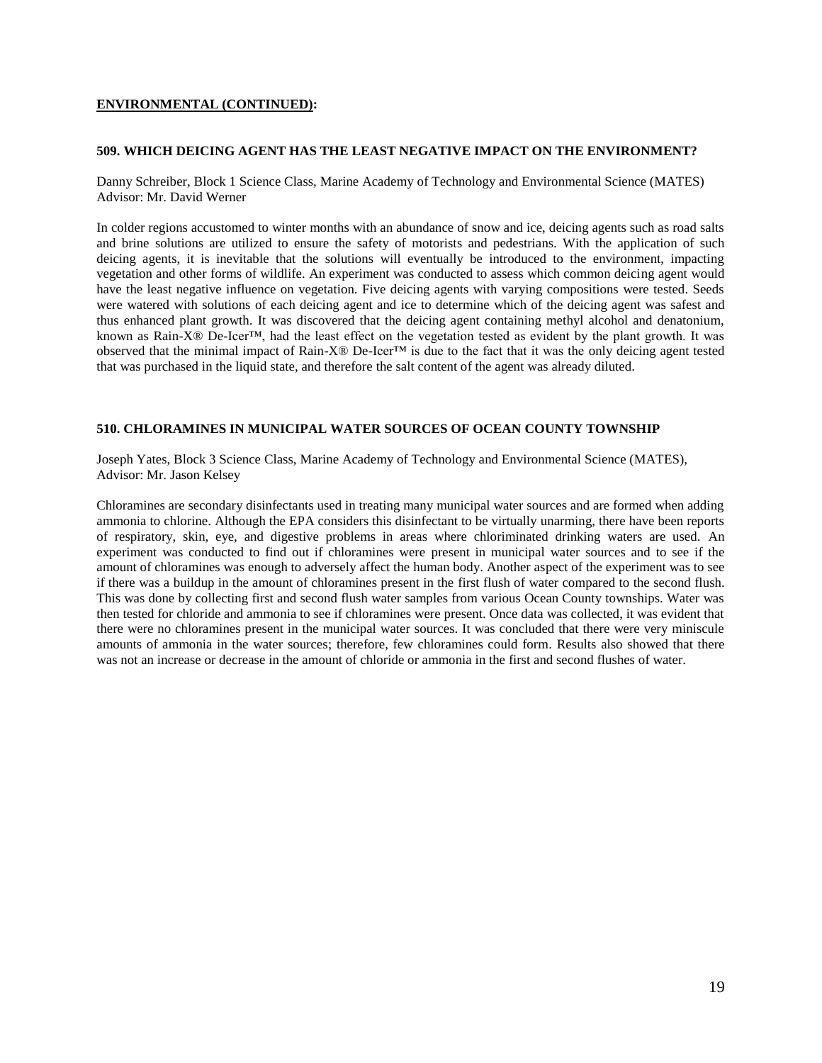**ENVIRONMENTAL (CONTINUED):**

### 509. WHICH DEICING AGENT HAS THE LEAST NEGATIVE IMPACT ON THE ENVIRONMENT?

Danny Schreiber, Block 1 Science Class, Marine Academy of Technology and Environmental Science (MATES)
Advisor: Mr. David Werner

In colder regions accustomed to winter months with an abundance of snow and ice, deicing agents such as road salts and brine solutions are utilized to ensure the safety of motorists and pedestrians. With the application of such deicing agents, it is inevitable that the solutions will eventually be introduced to the environment, impacting vegetation and other forms of wildlife. An experiment was conducted to assess which common deicing agent would have the least negative influence on vegetation. Five deicing agents with varying compositions were tested. Seeds were watered with solutions of each deicing agent and ice to determine which of the deicing agent was safest and thus enhanced plant growth. It was discovered that the deicing agent containing methyl alcohol and denatonium, known as Rain-X® De-Icer™, had the least effect on the vegetation tested as evident by the plant growth. It was observed that the minimal impact of Rain-X® De-Icer™ is due to the fact that it was the only deicing agent tested that was purchased in the liquid state, and therefore the salt content of the agent was already diluted.

### 510. CHLORAMINES IN MUNICIPAL WATER SOURCES OF OCEAN COUNTY TOWNSHIP

Joseph Yates, Block 3 Science Class, Marine Academy of Technology and Environmental Science (MATES),
Advisor: Mr. Jason Kelsey

Chloramines are secondary disinfectants used in treating many municipal water sources and are formed when adding ammonia to chlorine. Although the EPA considers this disinfectant to be virtually unarming, there have been reports of respiratory, skin, eye, and digestive problems in areas where chloriminated drinking waters are used. An experiment was conducted to find out if chloramines were present in municipal water sources and to see if the amount of chloramines was enough to adversely affect the human body. Another aspect of the experiment was to see if there was a buildup in the amount of chloramines present in the first flush of water compared to the second flush. This was done by collecting first and second flush water samples from various Ocean County townships. Water was then tested for chloride and ammonia to see if chloramines were present. Once data was collected, it was evident that there were no chloramines present in the municipal water sources. It was concluded that there were very miniscule amounts of ammonia in the water sources; therefore, few chloramines could form. Results also showed that there was not an increase or decrease in the amount of chloride or ammonia in the first and second flushes of water.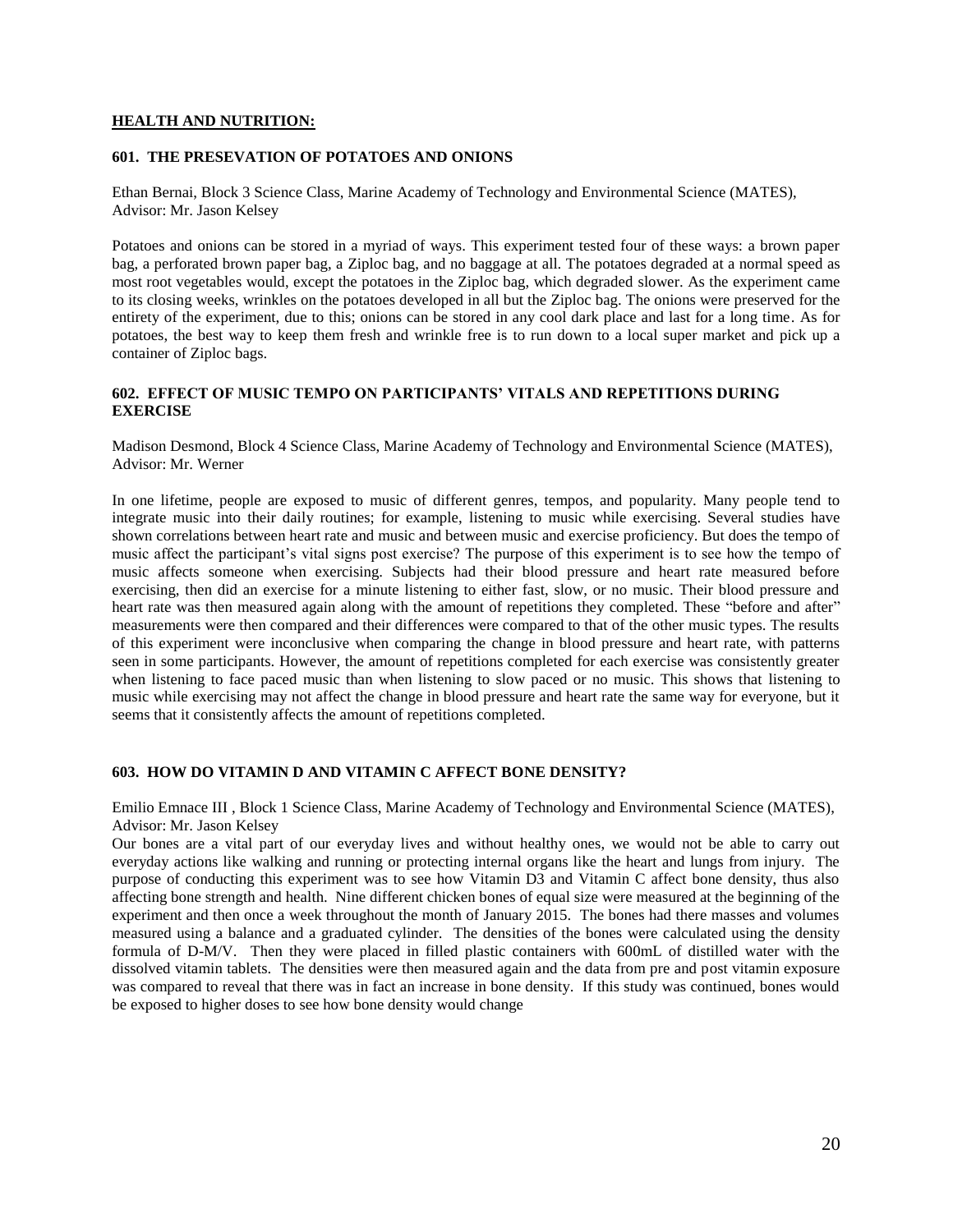**HEALTH AND NUTRITION:**

### 601. THE PRESEVATION OF POTATOES AND ONIONS

Ethan Bernai, Block 3 Science Class, Marine Academy of Technology and Environmental Science (MATES), Advisor: Mr. Jason Kelsey

Potatoes and onions can be stored in a myriad of ways. This experiment tested four of these ways: a brown paper bag, a perforated brown paper bag, a Ziploc bag, and no baggage at all. The potatoes degraded at a normal speed as most root vegetables would, except the potatoes in the Ziploc bag, which degraded slower. As the experiment came to its closing weeks, wrinkles on the potatoes developed in all but the Ziploc bag. The onions were preserved for the entirety of the experiment, due to this; onions can be stored in any cool dark place and last for a long time. As for potatoes, the best way to keep them fresh and wrinkle free is to run down to a local super market and pick up a container of Ziploc bags.

### 602. EFFECT OF MUSIC TEMPO ON PARTICIPANTS' VITALS AND REPETITIONS DURING EXERCISE

Madison Desmond, Block 4 Science Class, Marine Academy of Technology and Environmental Science (MATES), Advisor: Mr. Werner

In one lifetime, people are exposed to music of different genres, tempos, and popularity. Many people tend to integrate music into their daily routines; for example, listening to music while exercising. Several studies have shown correlations between heart rate and music and between music and exercise proficiency. But does the tempo of music affect the participant's vital signs post exercise? The purpose of this experiment is to see how the tempo of music affects someone when exercising. Subjects had their blood pressure and heart rate measured before exercising, then did an exercise for a minute listening to either fast, slow, or no music. Their blood pressure and heart rate was then measured again along with the amount of repetitions they completed. These "before and after" measurements were then compared and their differences were compared to that of the other music types. The results of this experiment were inconclusive when comparing the change in blood pressure and heart rate, with patterns seen in some participants. However, the amount of repetitions completed for each exercise was consistently greater when listening to face paced music than when listening to slow paced or no music. This shows that listening to music while exercising may not affect the change in blood pressure and heart rate the same way for everyone, but it seems that it consistently affects the amount of repetitions completed.

### 603. HOW DO VITAMIN D AND VITAMIN C AFFECT BONE DENSITY?

Emilio Emnace III , Block 1 Science Class, Marine Academy of Technology and Environmental Science (MATES), Advisor: Mr. Jason Kelsey

Our bones are a vital part of our everyday lives and without healthy ones, we would not be able to carry out everyday actions like walking and running or protecting internal organs like the heart and lungs from injury. The purpose of conducting this experiment was to see how Vitamin D3 and Vitamin C affect bone density, thus also affecting bone strength and health. Nine different chicken bones of equal size were measured at the beginning of the experiment and then once a week throughout the month of January 2015. The bones had there masses and volumes measured using a balance and a graduated cylinder. The densities of the bones were calculated using the density formula of D-M/V. Then they were placed in filled plastic containers with 600mL of distilled water with the dissolved vitamin tablets. The densities were then measured again and the data from pre and post vitamin exposure was compared to reveal that there was in fact an increase in bone density. If this study was continued, bones would be exposed to higher doses to see how bone density would change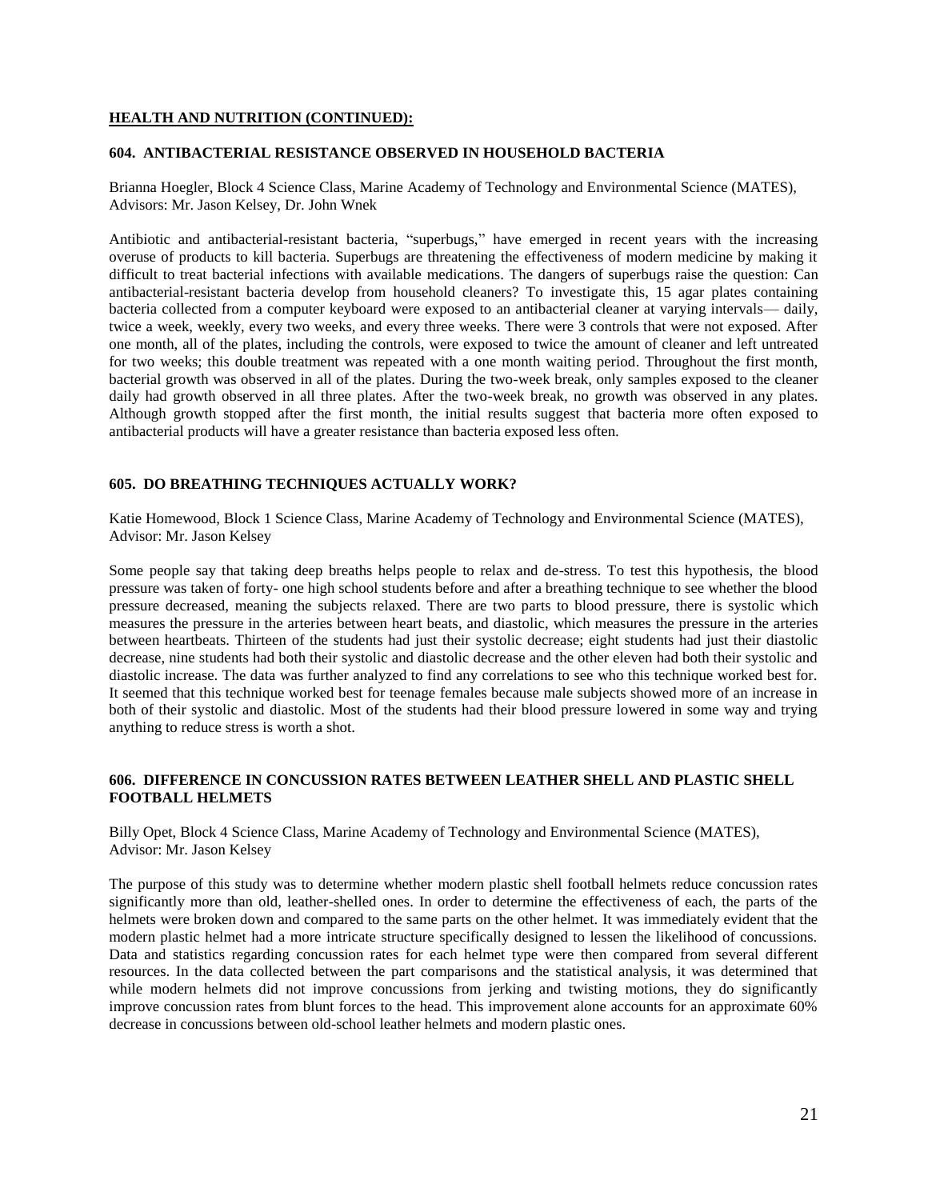**HEALTH AND NUTRITION (CONTINUED):**

### 604. ANTIBACTERIAL RESISTANCE OBSERVED IN HOUSEHOLD BACTERIA

Brianna Hoegler, Block 4 Science Class, Marine Academy of Technology and Environmental Science (MATES), Advisors: Mr. Jason Kelsey, Dr. John Wnek

Antibiotic and antibacterial-resistant bacteria, "superbugs," have emerged in recent years with the increasing overuse of products to kill bacteria. Superbugs are threatening the effectiveness of modern medicine by making it difficult to treat bacterial infections with available medications. The dangers of superbugs raise the question: Can antibacterial-resistant bacteria develop from household cleaners? To investigate this, 15 agar plates containing bacteria collected from a computer keyboard were exposed to an antibacterial cleaner at varying intervals— daily, twice a week, weekly, every two weeks, and every three weeks. There were 3 controls that were not exposed. After one month, all of the plates, including the controls, were exposed to twice the amount of cleaner and left untreated for two weeks; this double treatment was repeated with a one month waiting period. Throughout the first month, bacterial growth was observed in all of the plates. During the two-week break, only samples exposed to the cleaner daily had growth observed in all three plates. After the two-week break, no growth was observed in any plates. Although growth stopped after the first month, the initial results suggest that bacteria more often exposed to antibacterial products will have a greater resistance than bacteria exposed less often.

### 605. DO BREATHING TECHNIQUES ACTUALLY WORK?

Katie Homewood, Block 1 Science Class, Marine Academy of Technology and Environmental Science (MATES), Advisor: Mr. Jason Kelsey

Some people say that taking deep breaths helps people to relax and de-stress. To test this hypothesis, the blood pressure was taken of forty- one high school students before and after a breathing technique to see whether the blood pressure decreased, meaning the subjects relaxed. There are two parts to blood pressure, there is systolic which measures the pressure in the arteries between heart beats, and diastolic, which measures the pressure in the arteries between heartbeats. Thirteen of the students had just their systolic decrease; eight students had just their diastolic decrease, nine students had both their systolic and diastolic decrease and the other eleven had both their systolic and diastolic increase. The data was further analyzed to find any correlations to see who this technique worked best for. It seemed that this technique worked best for teenage females because male subjects showed more of an increase in both of their systolic and diastolic. Most of the students had their blood pressure lowered in some way and trying anything to reduce stress is worth a shot.

### 606. DIFFERENCE IN CONCUSSION RATES BETWEEN LEATHER SHELL AND PLASTIC SHELL FOOTBALL HELMETS

Billy Opet, Block 4 Science Class, Marine Academy of Technology and Environmental Science (MATES), Advisor: Mr. Jason Kelsey

The purpose of this study was to determine whether modern plastic shell football helmets reduce concussion rates significantly more than old, leather-shelled ones. In order to determine the effectiveness of each, the parts of the helmets were broken down and compared to the same parts on the other helmet. It was immediately evident that the modern plastic helmet had a more intricate structure specifically designed to lessen the likelihood of concussions. Data and statistics regarding concussion rates for each helmet type were then compared from several different resources. In the data collected between the part comparisons and the statistical analysis, it was determined that while modern helmets did not improve concussions from jerking and twisting motions, they do significantly improve concussion rates from blunt forces to the head. This improvement alone accounts for an approximate 60% decrease in concussions between old-school leather helmets and modern plastic ones.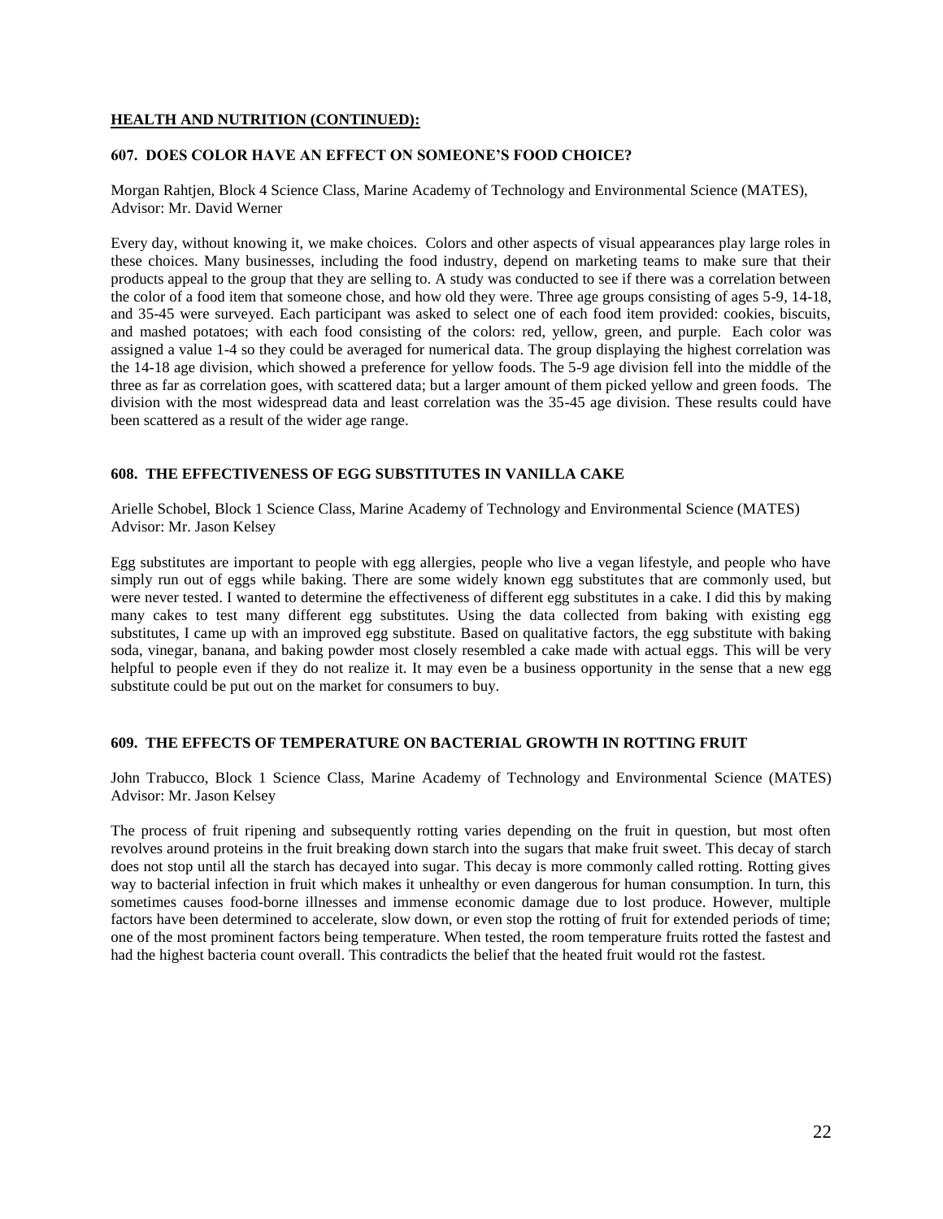## HEALTH AND NUTRITION (CONTINUED):

### 607. DOES COLOR HAVE AN EFFECT ON SOMEONE'S FOOD CHOICE?

Morgan Rahtjen, Block 4 Science Class, Marine Academy of Technology and Environmental Science (MATES), Advisor: Mr. David Werner

Every day, without knowing it, we make choices. Colors and other aspects of visual appearances play large roles in these choices. Many businesses, including the food industry, depend on marketing teams to make sure that their products appeal to the group that they are selling to. A study was conducted to see if there was a correlation between the color of a food item that someone chose, and how old they were. Three age groups consisting of ages 5-9, 14-18, and 35-45 were surveyed. Each participant was asked to select one of each food item provided: cookies, biscuits, and mashed potatoes; with each food consisting of the colors: red, yellow, green, and purple. Each color was assigned a value 1-4 so they could be averaged for numerical data. The group displaying the highest correlation was the 14-18 age division, which showed a preference for yellow foods. The 5-9 age division fell into the middle of the three as far as correlation goes, with scattered data; but a larger amount of them picked yellow and green foods. The division with the most widespread data and least correlation was the 35-45 age division. These results could have been scattered as a result of the wider age range.

### 608. THE EFFECTIVENESS OF EGG SUBSTITUTES IN VANILLA CAKE

Arielle Schobel, Block 1 Science Class, Marine Academy of Technology and Environmental Science (MATES) Advisor: Mr. Jason Kelsey

Egg substitutes are important to people with egg allergies, people who live a vegan lifestyle, and people who have simply run out of eggs while baking. There are some widely known egg substitutes that are commonly used, but were never tested. I wanted to determine the effectiveness of different egg substitutes in a cake. I did this by making many cakes to test many different egg substitutes. Using the data collected from baking with existing egg substitutes, I came up with an improved egg substitute. Based on qualitative factors, the egg substitute with baking soda, vinegar, banana, and baking powder most closely resembled a cake made with actual eggs. This will be very helpful to people even if they do not realize it. It may even be a business opportunity in the sense that a new egg substitute could be put out on the market for consumers to buy.

### 609. THE EFFECTS OF TEMPERATURE ON BACTERIAL GROWTH IN ROTTING FRUIT

John Trabucco, Block 1 Science Class, Marine Academy of Technology and Environmental Science (MATES) Advisor: Mr. Jason Kelsey

The process of fruit ripening and subsequently rotting varies depending on the fruit in question, but most often revolves around proteins in the fruit breaking down starch into the sugars that make fruit sweet. This decay of starch does not stop until all the starch has decayed into sugar. This decay is more commonly called rotting. Rotting gives way to bacterial infection in fruit which makes it unhealthy or even dangerous for human consumption. In turn, this sometimes causes food-borne illnesses and immense economic damage due to lost produce. However, multiple factors have been determined to accelerate, slow down, or even stop the rotting of fruit for extended periods of time; one of the most prominent factors being temperature. When tested, the room temperature fruits rotted the fastest and had the highest bacteria count overall. This contradicts the belief that the heated fruit would rot the fastest.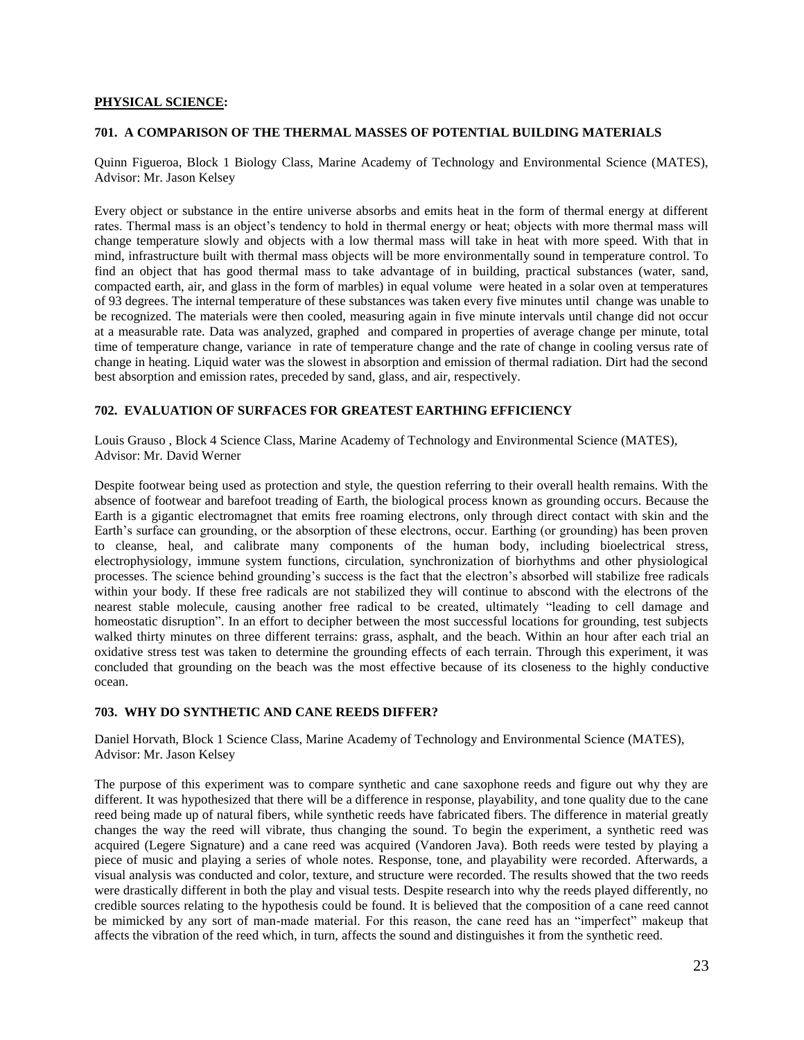## PHYSICAL SCIENCE:

### 701. A COMPARISON OF THE THERMAL MASSES OF POTENTIAL BUILDING MATERIALS

Quinn Figueroa, Block 1 Biology Class, Marine Academy of Technology and Environmental Science (MATES), Advisor: Mr. Jason Kelsey

Every object or substance in the entire universe absorbs and emits heat in the form of thermal energy at different rates. Thermal mass is an object's tendency to hold in thermal energy or heat; objects with more thermal mass will change temperature slowly and objects with a low thermal mass will take in heat with more speed. With that in mind, infrastructure built with thermal mass objects will be more environmentally sound in temperature control. To find an object that has good thermal mass to take advantage of in building, practical substances (water, sand, compacted earth, air, and glass in the form of marbles) in equal volume were heated in a solar oven at temperatures of 93 degrees. The internal temperature of these substances was taken every five minutes until change was unable to be recognized. The materials were then cooled, measuring again in five minute intervals until change did not occur at a measurable rate. Data was analyzed, graphed and compared in properties of average change per minute, total time of temperature change, variance in rate of temperature change and the rate of change in cooling versus rate of change in heating. Liquid water was the slowest in absorption and emission of thermal radiation. Dirt had the second best absorption and emission rates, preceded by sand, glass, and air, respectively.

### 702. EVALUATION OF SURFACES FOR GREATEST EARTHING EFFICIENCY

Louis Grauso , Block 4 Science Class, Marine Academy of Technology and Environmental Science (MATES), Advisor: Mr. David Werner

Despite footwear being used as protection and style, the question referring to their overall health remains. With the absence of footwear and barefoot treading of Earth, the biological process known as grounding occurs. Because the Earth is a gigantic electromagnet that emits free roaming electrons, only through direct contact with skin and the Earth's surface can grounding, or the absorption of these electrons, occur. Earthing (or grounding) has been proven to cleanse, heal, and calibrate many components of the human body, including bioelectrical stress, electrophysiology, immune system functions, circulation, synchronization of biorhythms and other physiological processes. The science behind grounding's success is the fact that the electron's absorbed will stabilize free radicals within your body. If these free radicals are not stabilized they will continue to abscond with the electrons of the nearest stable molecule, causing another free radical to be created, ultimately "leading to cell damage and homeostatic disruption". In an effort to decipher between the most successful locations for grounding, test subjects walked thirty minutes on three different terrains: grass, asphalt, and the beach. Within an hour after each trial an oxidative stress test was taken to determine the grounding effects of each terrain. Through this experiment, it was concluded that grounding on the beach was the most effective because of its closeness to the highly conductive ocean.

### 703. WHY DO SYNTHETIC AND CANE REEDS DIFFER?

Daniel Horvath, Block 1 Science Class, Marine Academy of Technology and Environmental Science (MATES), Advisor: Mr. Jason Kelsey

The purpose of this experiment was to compare synthetic and cane saxophone reeds and figure out why they are different. It was hypothesized that there will be a difference in response, playability, and tone quality due to the cane reed being made up of natural fibers, while synthetic reeds have fabricated fibers. The difference in material greatly changes the way the reed will vibrate, thus changing the sound. To begin the experiment, a synthetic reed was acquired (Legere Signature) and a cane reed was acquired (Vandoren Java). Both reeds were tested by playing a piece of music and playing a series of whole notes. Response, tone, and playability were recorded. Afterwards, a visual analysis was conducted and color, texture, and structure were recorded. The results showed that the two reeds were drastically different in both the play and visual tests. Despite research into why the reeds played differently, no credible sources relating to the hypothesis could be found. It is believed that the composition of a cane reed cannot be mimicked by any sort of man-made material. For this reason, the cane reed has an "imperfect" makeup that affects the vibration of the reed which, in turn, affects the sound and distinguishes it from the synthetic reed.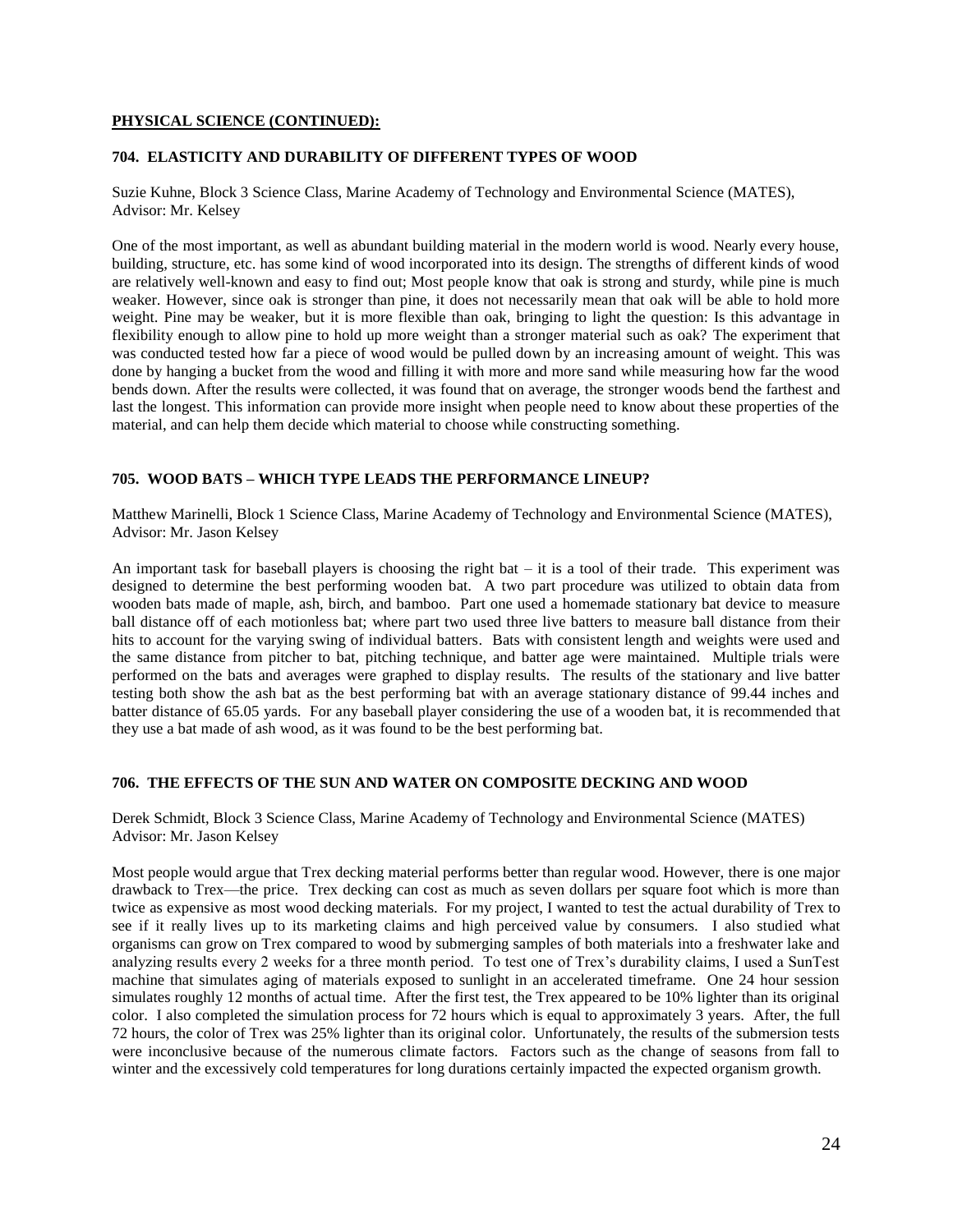## PHYSICAL SCIENCE (CONTINUED):

### 704. ELASTICITY AND DURABILITY OF DIFFERENT TYPES OF WOOD

Suzie Kuhne, Block 3 Science Class, Marine Academy of Technology and Environmental Science (MATES), Advisor: Mr. Kelsey

One of the most important, as well as abundant building material in the modern world is wood. Nearly every house, building, structure, etc. has some kind of wood incorporated into its design. The strengths of different kinds of wood are relatively well-known and easy to find out; Most people know that oak is strong and sturdy, while pine is much weaker. However, since oak is stronger than pine, it does not necessarily mean that oak will be able to hold more weight. Pine may be weaker, but it is more flexible than oak, bringing to light the question: Is this advantage in flexibility enough to allow pine to hold up more weight than a stronger material such as oak? The experiment that was conducted tested how far a piece of wood would be pulled down by an increasing amount of weight. This was done by hanging a bucket from the wood and filling it with more and more sand while measuring how far the wood bends down. After the results were collected, it was found that on average, the stronger woods bend the farthest and last the longest. This information can provide more insight when people need to know about these properties of the material, and can help them decide which material to choose while constructing something.

### 705. WOOD BATS – WHICH TYPE LEADS THE PERFORMANCE LINEUP?

Matthew Marinelli, Block 1 Science Class, Marine Academy of Technology and Environmental Science (MATES), Advisor: Mr. Jason Kelsey

An important task for baseball players is choosing the right bat – it is a tool of their trade. This experiment was designed to determine the best performing wooden bat. A two part procedure was utilized to obtain data from wooden bats made of maple, ash, birch, and bamboo. Part one used a homemade stationary bat device to measure ball distance off of each motionless bat; where part two used three live batters to measure ball distance from their hits to account for the varying swing of individual batters. Bats with consistent length and weights were used and the same distance from pitcher to bat, pitching technique, and batter age were maintained. Multiple trials were performed on the bats and averages were graphed to display results. The results of the stationary and live batter testing both show the ash bat as the best performing bat with an average stationary distance of 99.44 inches and batter distance of 65.05 yards. For any baseball player considering the use of a wooden bat, it is recommended that they use a bat made of ash wood, as it was found to be the best performing bat.

### 706. THE EFFECTS OF THE SUN AND WATER ON COMPOSITE DECKING AND WOOD

Derek Schmidt, Block 3 Science Class, Marine Academy of Technology and Environmental Science (MATES) Advisor: Mr. Jason Kelsey

Most people would argue that Trex decking material performs better than regular wood. However, there is one major drawback to Trex—the price. Trex decking can cost as much as seven dollars per square foot which is more than twice as expensive as most wood decking materials. For my project, I wanted to test the actual durability of Trex to see if it really lives up to its marketing claims and high perceived value by consumers. I also studied what organisms can grow on Trex compared to wood by submerging samples of both materials into a freshwater lake and analyzing results every 2 weeks for a three month period. To test one of Trex's durability claims, I used a SunTest machine that simulates aging of materials exposed to sunlight in an accelerated timeframe. One 24 hour session simulates roughly 12 months of actual time. After the first test, the Trex appeared to be 10% lighter than its original color. I also completed the simulation process for 72 hours which is equal to approximately 3 years. After, the full 72 hours, the color of Trex was 25% lighter than its original color. Unfortunately, the results of the submersion tests were inconclusive because of the numerous climate factors. Factors such as the change of seasons from fall to winter and the excessively cold temperatures for long durations certainly impacted the expected organism growth.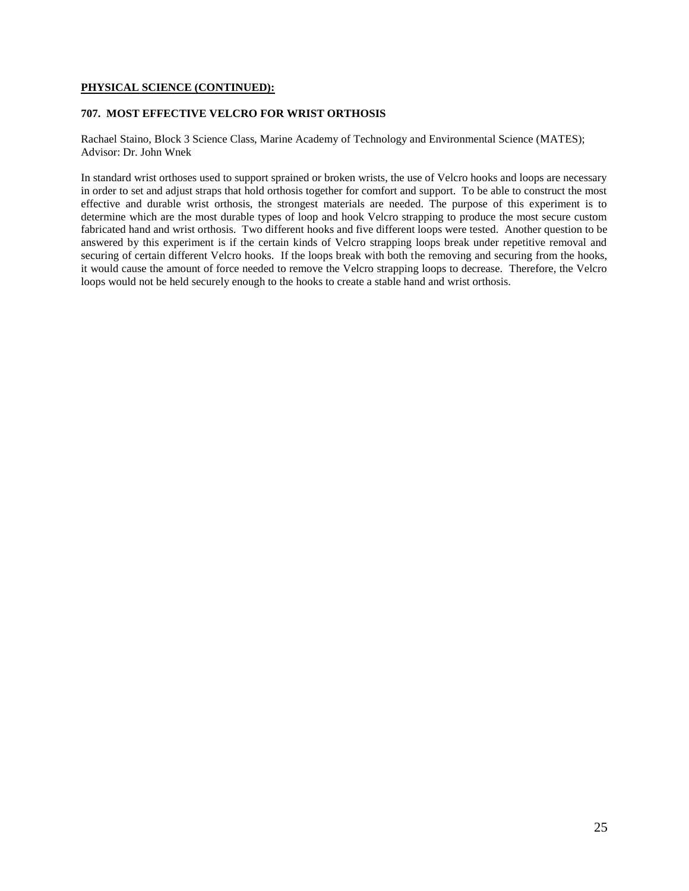**PHYSICAL SCIENCE (CONTINUED):**

**707. MOST EFFECTIVE VELCRO FOR WRIST ORTHOSIS**

Rachael Staino, Block 3 Science Class, Marine Academy of Technology and Environmental Science (MATES); Advisor: Dr. John Wnek

In standard wrist orthoses used to support sprained or broken wrists, the use of Velcro hooks and loops are necessary in order to set and adjust straps that hold orthosis together for comfort and support. To be able to construct the most effective and durable wrist orthosis, the strongest materials are needed. The purpose of this experiment is to determine which are the most durable types of loop and hook Velcro strapping to produce the most secure custom fabricated hand and wrist orthosis. Two different hooks and five different loops were tested. Another question to be answered by this experiment is if the certain kinds of Velcro strapping loops break under repetitive removal and securing of certain different Velcro hooks. If the loops break with both the removing and securing from the hooks, it would cause the amount of force needed to remove the Velcro strapping loops to decrease. Therefore, the Velcro loops would not be held securely enough to the hooks to create a stable hand and wrist orthosis.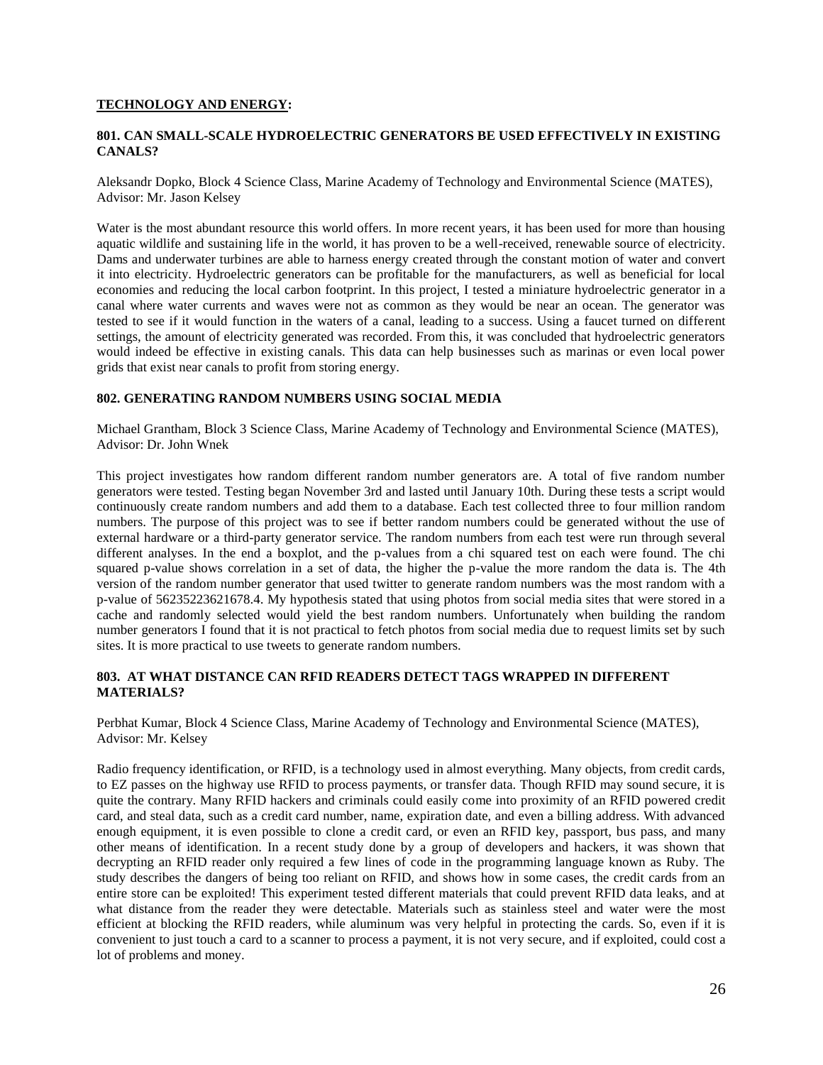## TECHNOLOGY AND ENERGY:

### 801. CAN SMALL-SCALE HYDROELECTRIC GENERATORS BE USED EFFECTIVELY IN EXISTING CANALS?

Aleksandr Dopko, Block 4 Science Class, Marine Academy of Technology and Environmental Science (MATES), Advisor: Mr. Jason Kelsey

Water is the most abundant resource this world offers. In more recent years, it has been used for more than housing aquatic wildlife and sustaining life in the world, it has proven to be a well-received, renewable source of electricity. Dams and underwater turbines are able to harness energy created through the constant motion of water and convert it into electricity. Hydroelectric generators can be profitable for the manufacturers, as well as beneficial for local economies and reducing the local carbon footprint. In this project, I tested a miniature hydroelectric generator in a canal where water currents and waves were not as common as they would be near an ocean. The generator was tested to see if it would function in the waters of a canal, leading to a success. Using a faucet turned on different settings, the amount of electricity generated was recorded. From this, it was concluded that hydroelectric generators would indeed be effective in existing canals. This data can help businesses such as marinas or even local power grids that exist near canals to profit from storing energy.

### 802. GENERATING RANDOM NUMBERS USING SOCIAL MEDIA

Michael Grantham, Block 3 Science Class, Marine Academy of Technology and Environmental Science (MATES), Advisor: Dr. John Wnek

This project investigates how random different random number generators are. A total of five random number generators were tested. Testing began November 3rd and lasted until January 10th. During these tests a script would continuously create random numbers and add them to a database. Each test collected three to four million random numbers. The purpose of this project was to see if better random numbers could be generated without the use of external hardware or a third-party generator service. The random numbers from each test were run through several different analyses. In the end a boxplot, and the p-values from a chi squared test on each were found. The chi squared p-value shows correlation in a set of data, the higher the p-value the more random the data is. The 4th version of the random number generator that used twitter to generate random numbers was the most random with a p-value of 56235223621678.4. My hypothesis stated that using photos from social media sites that were stored in a cache and randomly selected would yield the best random numbers. Unfortunately when building the random number generators I found that it is not practical to fetch photos from social media due to request limits set by such sites. It is more practical to use tweets to generate random numbers.

### 803. AT WHAT DISTANCE CAN RFID READERS DETECT TAGS WRAPPED IN DIFFERENT MATERIALS?

Perbhat Kumar, Block 4 Science Class, Marine Academy of Technology and Environmental Science (MATES), Advisor: Mr. Kelsey

Radio frequency identification, or RFID, is a technology used in almost everything. Many objects, from credit cards, to EZ passes on the highway use RFID to process payments, or transfer data. Though RFID may sound secure, it is quite the contrary. Many RFID hackers and criminals could easily come into proximity of an RFID powered credit card, and steal data, such as a credit card number, name, expiration date, and even a billing address. With advanced enough equipment, it is even possible to clone a credit card, or even an RFID key, passport, bus pass, and many other means of identification. In a recent study done by a group of developers and hackers, it was shown that decrypting an RFID reader only required a few lines of code in the programming language known as Ruby. The study describes the dangers of being too reliant on RFID, and shows how in some cases, the credit cards from an entire store can be exploited! This experiment tested different materials that could prevent RFID data leaks, and at what distance from the reader they were detectable. Materials such as stainless steel and water were the most efficient at blocking the RFID readers, while aluminum was very helpful in protecting the cards. So, even if it is convenient to just touch a card to a scanner to process a payment, it is not very secure, and if exploited, could cost a lot of problems and money.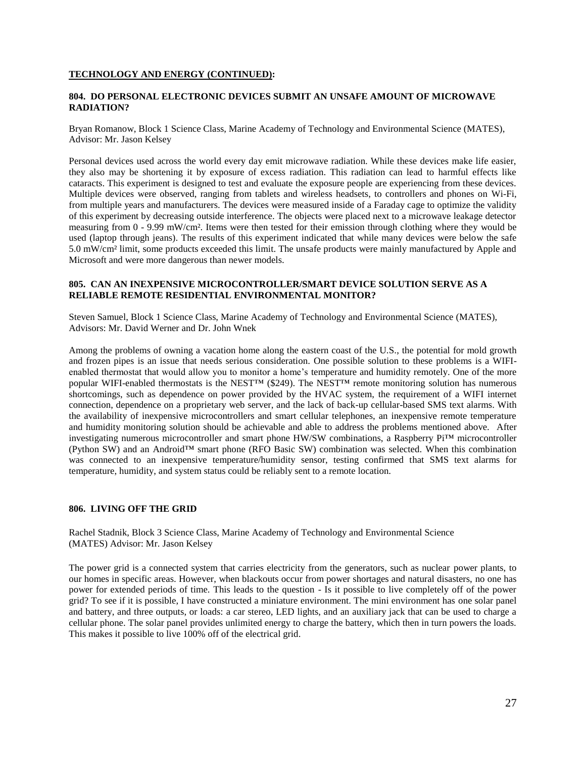**TECHNOLOGY AND ENERGY (CONTINUED):**

### 804. DO PERSONAL ELECTRONIC DEVICES SUBMIT AN UNSAFE AMOUNT OF MICROWAVE RADIATION?

Bryan Romanow, Block 1 Science Class, Marine Academy of Technology and Environmental Science (MATES), Advisor: Mr. Jason Kelsey

Personal devices used across the world every day emit microwave radiation. While these devices make life easier, they also may be shortening it by exposure of excess radiation. This radiation can lead to harmful effects like cataracts. This experiment is designed to test and evaluate the exposure people are experiencing from these devices. Multiple devices were observed, ranging from tablets and wireless headsets, to controllers and phones on Wi-Fi, from multiple years and manufacturers. The devices were measured inside of a Faraday cage to optimize the validity of this experiment by decreasing outside interference. The objects were placed next to a microwave leakage detector measuring from 0 - 9.99 mW/cm². Items were then tested for their emission through clothing where they would be used (laptop through jeans). The results of this experiment indicated that while many devices were below the safe 5.0 mW/cm² limit, some products exceeded this limit. The unsafe products were mainly manufactured by Apple and Microsoft and were more dangerous than newer models.

### 805. CAN AN INEXPENSIVE MICROCONTROLLER/SMART DEVICE SOLUTION SERVE AS A RELIABLE REMOTE RESIDENTIAL ENVIRONMENTAL MONITOR?

Steven Samuel, Block 1 Science Class, Marine Academy of Technology and Environmental Science (MATES), Advisors: Mr. David Werner and Dr. John Wnek

Among the problems of owning a vacation home along the eastern coast of the U.S., the potential for mold growth and frozen pipes is an issue that needs serious consideration. One possible solution to these problems is a WIFI-enabled thermostat that would allow you to monitor a home's temperature and humidity remotely. One of the more popular WIFI-enabled thermostats is the NEST™ ($249). The NEST™ remote monitoring solution has numerous shortcomings, such as dependence on power provided by the HVAC system, the requirement of a WIFI internet connection, dependence on a proprietary web server, and the lack of back-up cellular-based SMS text alarms. With the availability of inexpensive microcontrollers and smart cellular telephones, an inexpensive remote temperature and humidity monitoring solution should be achievable and able to address the problems mentioned above. After investigating numerous microcontroller and smart phone HW/SW combinations, a Raspberry Pi™ microcontroller (Python SW) and an Android™ smart phone (RFO Basic SW) combination was selected. When this combination was connected to an inexpensive temperature/humidity sensor, testing confirmed that SMS text alarms for temperature, humidity, and system status could be reliably sent to a remote location.

### 806. LIVING OFF THE GRID

Rachel Stadnik, Block 3 Science Class, Marine Academy of Technology and Environmental Science (MATES) Advisor: Mr. Jason Kelsey

The power grid is a connected system that carries electricity from the generators, such as nuclear power plants, to our homes in specific areas. However, when blackouts occur from power shortages and natural disasters, no one has power for extended periods of time. This leads to the question - Is it possible to live completely off of the power grid? To see if it is possible, I have constructed a miniature environment. The mini environment has one solar panel and battery, and three outputs, or loads: a car stereo, LED lights, and an auxiliary jack that can be used to charge a cellular phone. The solar panel provides unlimited energy to charge the battery, which then in turn powers the loads. This makes it possible to live 100% off of the electrical grid.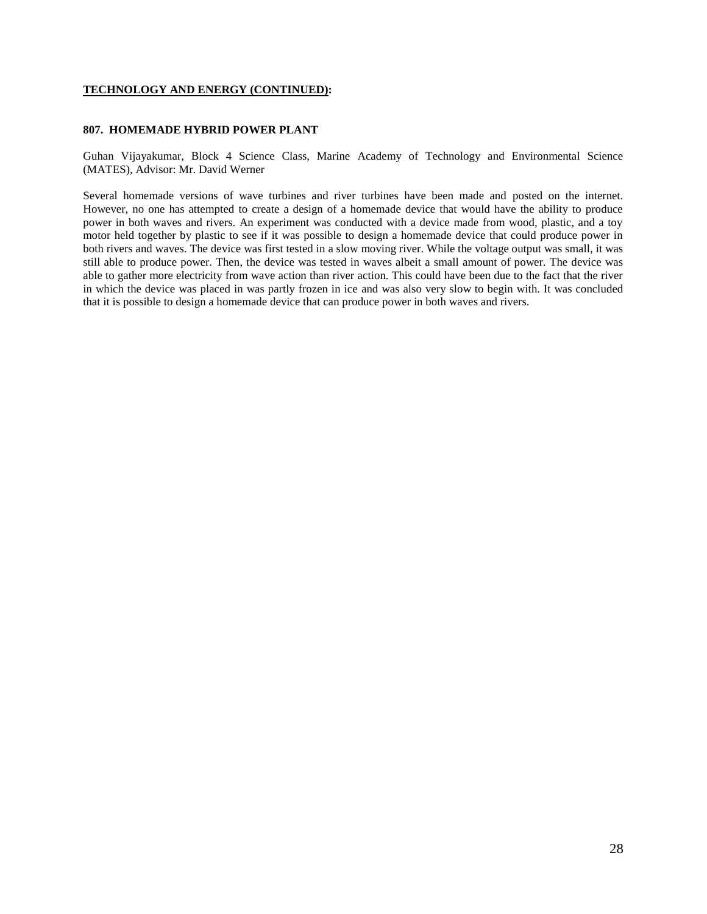**TECHNOLOGY AND ENERGY (CONTINUED):**

### 807. HOMEMADE HYBRID POWER PLANT

Guhan Vijayakumar, Block 4 Science Class, Marine Academy of Technology and Environmental Science (MATES), Advisor: Mr. David Werner

Several homemade versions of wave turbines and river turbines have been made and posted on the internet. However, no one has attempted to create a design of a homemade device that would have the ability to produce power in both waves and rivers. An experiment was conducted with a device made from wood, plastic, and a toy motor held together by plastic to see if it was possible to design a homemade device that could produce power in both rivers and waves. The device was first tested in a slow moving river. While the voltage output was small, it was still able to produce power. Then, the device was tested in waves albeit a small amount of power. The device was able to gather more electricity from wave action than river action. This could have been due to the fact that the river in which the device was placed in was partly frozen in ice and was also very slow to begin with. It was concluded that it is possible to design a homemade device that can produce power in both waves and rivers.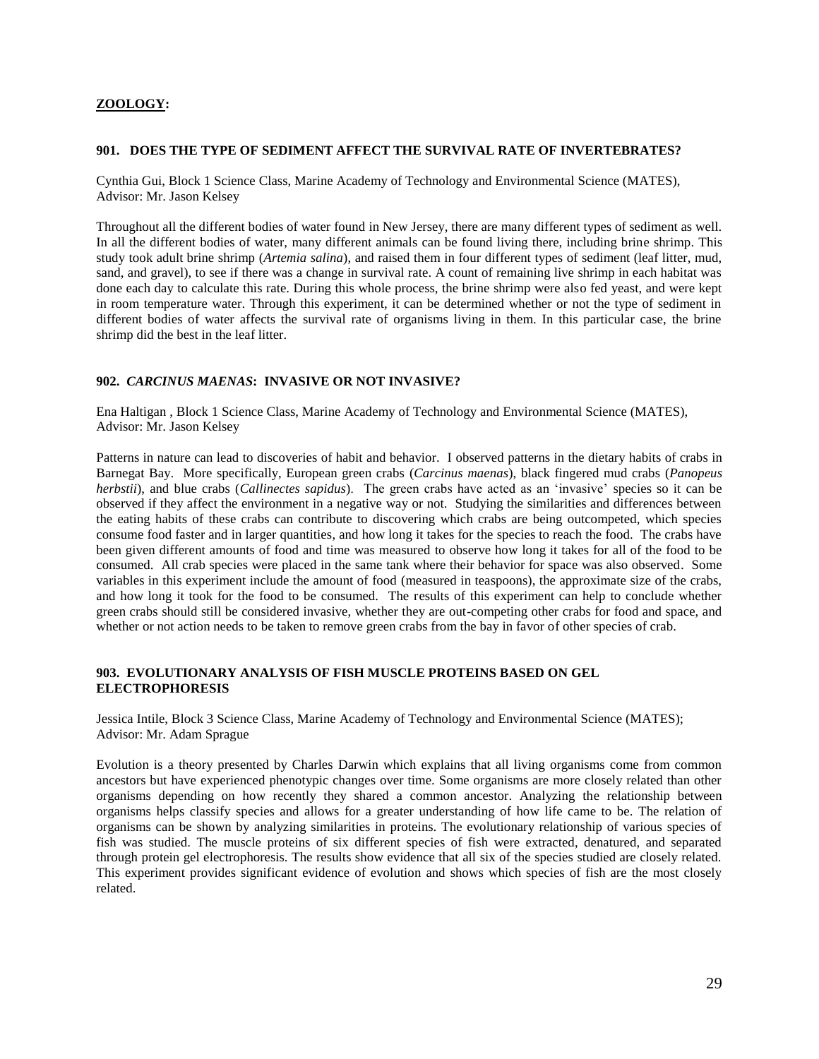## **ZOOLOGY:**

### 901. DOES THE TYPE OF SEDIMENT AFFECT THE SURVIVAL RATE OF INVERTEBRATES?

Cynthia Gui, Block 1 Science Class, Marine Academy of Technology and Environmental Science (MATES), Advisor: Mr. Jason Kelsey

Throughout all the different bodies of water found in New Jersey, there are many different types of sediment as well. In all the different bodies of water, many different animals can be found living there, including brine shrimp. This study took adult brine shrimp (*Artemia salina*), and raised them in four different types of sediment (leaf litter, mud, sand, and gravel), to see if there was a change in survival rate. A count of remaining live shrimp in each habitat was done each day to calculate this rate. During this whole process, the brine shrimp were also fed yeast, and were kept in room temperature water. Through this experiment, it can be determined whether or not the type of sediment in different bodies of water affects the survival rate of organisms living in them. In this particular case, the brine shrimp did the best in the leaf litter.

### 902. *CARCINUS MAENAS*: INVASIVE OR NOT INVASIVE?

Ena Haltigan , Block 1 Science Class, Marine Academy of Technology and Environmental Science (MATES), Advisor: Mr. Jason Kelsey

Patterns in nature can lead to discoveries of habit and behavior. I observed patterns in the dietary habits of crabs in Barnegat Bay. More specifically, European green crabs (*Carcinus maenas*), black fingered mud crabs (*Panopeus herbstii*), and blue crabs (*Callinectes sapidus*). The green crabs have acted as an 'invasive' species so it can be observed if they affect the environment in a negative way or not. Studying the similarities and differences between the eating habits of these crabs can contribute to discovering which crabs are being outcompeted, which species consume food faster and in larger quantities, and how long it takes for the species to reach the food. The crabs have been given different amounts of food and time was measured to observe how long it takes for all of the food to be consumed. All crab species were placed in the same tank where their behavior for space was also observed. Some variables in this experiment include the amount of food (measured in teaspoons), the approximate size of the crabs, and how long it took for the food to be consumed. The results of this experiment can help to conclude whether green crabs should still be considered invasive, whether they are out-competing other crabs for food and space, and whether or not action needs to be taken to remove green crabs from the bay in favor of other species of crab.

### 903. EVOLUTIONARY ANALYSIS OF FISH MUSCLE PROTEINS BASED ON GEL ELECTROPHORESIS

Jessica Intile, Block 3 Science Class, Marine Academy of Technology and Environmental Science (MATES); Advisor: Mr. Adam Sprague

Evolution is a theory presented by Charles Darwin which explains that all living organisms come from common ancestors but have experienced phenotypic changes over time. Some organisms are more closely related than other organisms depending on how recently they shared a common ancestor. Analyzing the relationship between organisms helps classify species and allows for a greater understanding of how life came to be. The relation of organisms can be shown by analyzing similarities in proteins. The evolutionary relationship of various species of fish was studied. The muscle proteins of six different species of fish were extracted, denatured, and separated through protein gel electrophoresis. The results show evidence that all six of the species studied are closely related. This experiment provides significant evidence of evolution and shows which species of fish are the most closely related.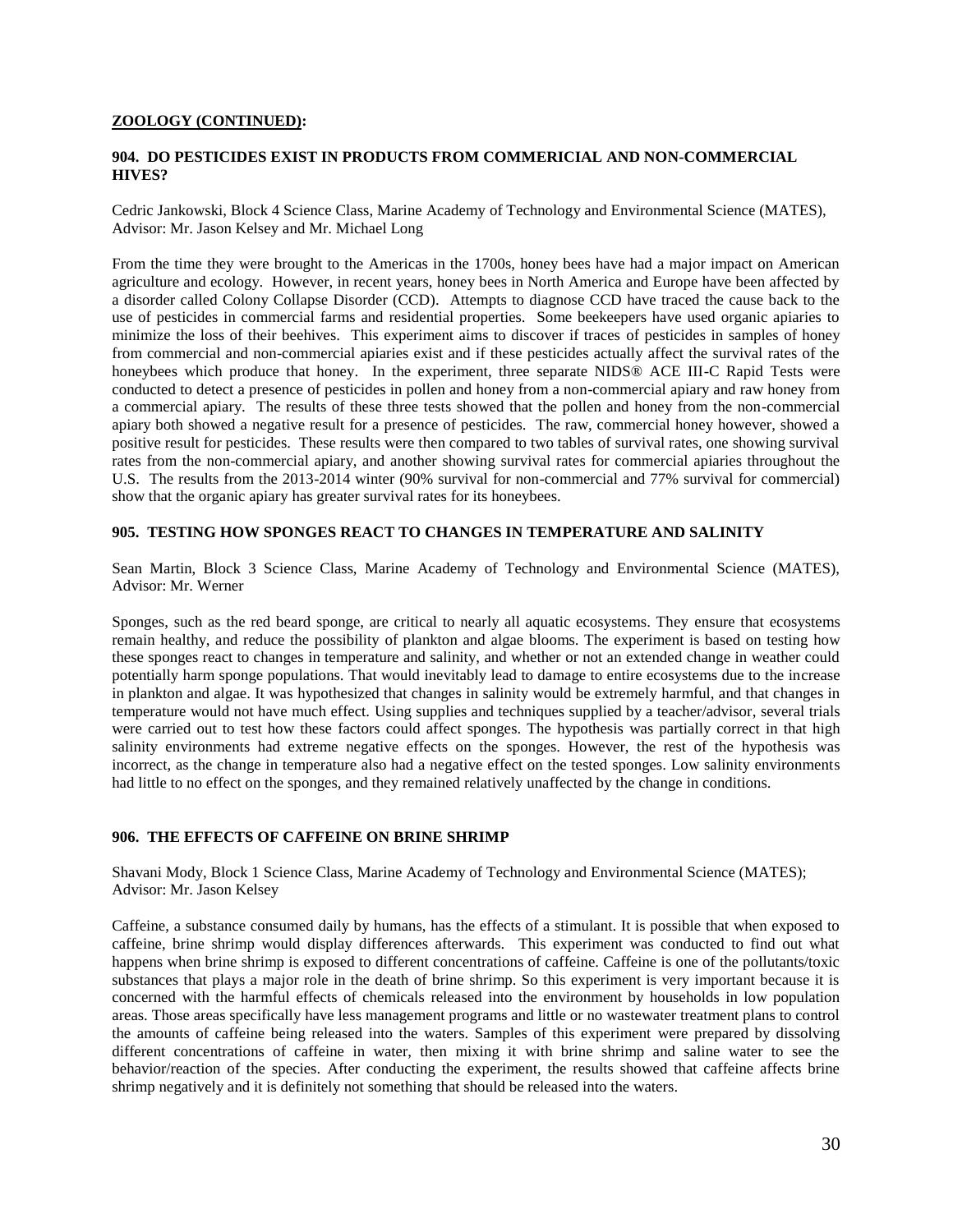**ZOOLOGY (CONTINUED):**

### 904. DO PESTICIDES EXIST IN PRODUCTS FROM COMMERICIAL AND NON-COMMERCIAL HIVES?

Cedric Jankowski, Block 4 Science Class, Marine Academy of Technology and Environmental Science (MATES), Advisor: Mr. Jason Kelsey and Mr. Michael Long

From the time they were brought to the Americas in the 1700s, honey bees have had a major impact on American agriculture and ecology. However, in recent years, honey bees in North America and Europe have been affected by a disorder called Colony Collapse Disorder (CCD). Attempts to diagnose CCD have traced the cause back to the use of pesticides in commercial farms and residential properties. Some beekeepers have used organic apiaries to minimize the loss of their beehives. This experiment aims to discover if traces of pesticides in samples of honey from commercial and non-commercial apiaries exist and if these pesticides actually affect the survival rates of the honeybees which produce that honey. In the experiment, three separate NIDS® ACE III-C Rapid Tests were conducted to detect a presence of pesticides in pollen and honey from a non-commercial apiary and raw honey from a commercial apiary. The results of these three tests showed that the pollen and honey from the non-commercial apiary both showed a negative result for a presence of pesticides. The raw, commercial honey however, showed a positive result for pesticides. These results were then compared to two tables of survival rates, one showing survival rates from the non-commercial apiary, and another showing survival rates for commercial apiaries throughout the U.S. The results from the 2013-2014 winter (90% survival for non-commercial and 77% survival for commercial) show that the organic apiary has greater survival rates for its honeybees.

### 905. TESTING HOW SPONGES REACT TO CHANGES IN TEMPERATURE AND SALINITY

Sean Martin, Block 3 Science Class, Marine Academy of Technology and Environmental Science (MATES), Advisor: Mr. Werner

Sponges, such as the red beard sponge, are critical to nearly all aquatic ecosystems. They ensure that ecosystems remain healthy, and reduce the possibility of plankton and algae blooms. The experiment is based on testing how these sponges react to changes in temperature and salinity, and whether or not an extended change in weather could potentially harm sponge populations. That would inevitably lead to damage to entire ecosystems due to the increase in plankton and algae. It was hypothesized that changes in salinity would be extremely harmful, and that changes in temperature would not have much effect. Using supplies and techniques supplied by a teacher/advisor, several trials were carried out to test how these factors could affect sponges. The hypothesis was partially correct in that high salinity environments had extreme negative effects on the sponges. However, the rest of the hypothesis was incorrect, as the change in temperature also had a negative effect on the tested sponges. Low salinity environments had little to no effect on the sponges, and they remained relatively unaffected by the change in conditions.

### 906. THE EFFECTS OF CAFFEINE ON BRINE SHRIMP

Shavani Mody, Block 1 Science Class, Marine Academy of Technology and Environmental Science (MATES); Advisor: Mr. Jason Kelsey

Caffeine, a substance consumed daily by humans, has the effects of a stimulant. It is possible that when exposed to caffeine, brine shrimp would display differences afterwards. This experiment was conducted to find out what happens when brine shrimp is exposed to different concentrations of caffeine. Caffeine is one of the pollutants/toxic substances that plays a major role in the death of brine shrimp. So this experiment is very important because it is concerned with the harmful effects of chemicals released into the environment by households in low population areas. Those areas specifically have less management programs and little or no wastewater treatment plans to control the amounts of caffeine being released into the waters. Samples of this experiment were prepared by dissolving different concentrations of caffeine in water, then mixing it with brine shrimp and saline water to see the behavior/reaction of the species. After conducting the experiment, the results showed that caffeine affects brine shrimp negatively and it is definitely not something that should be released into the waters.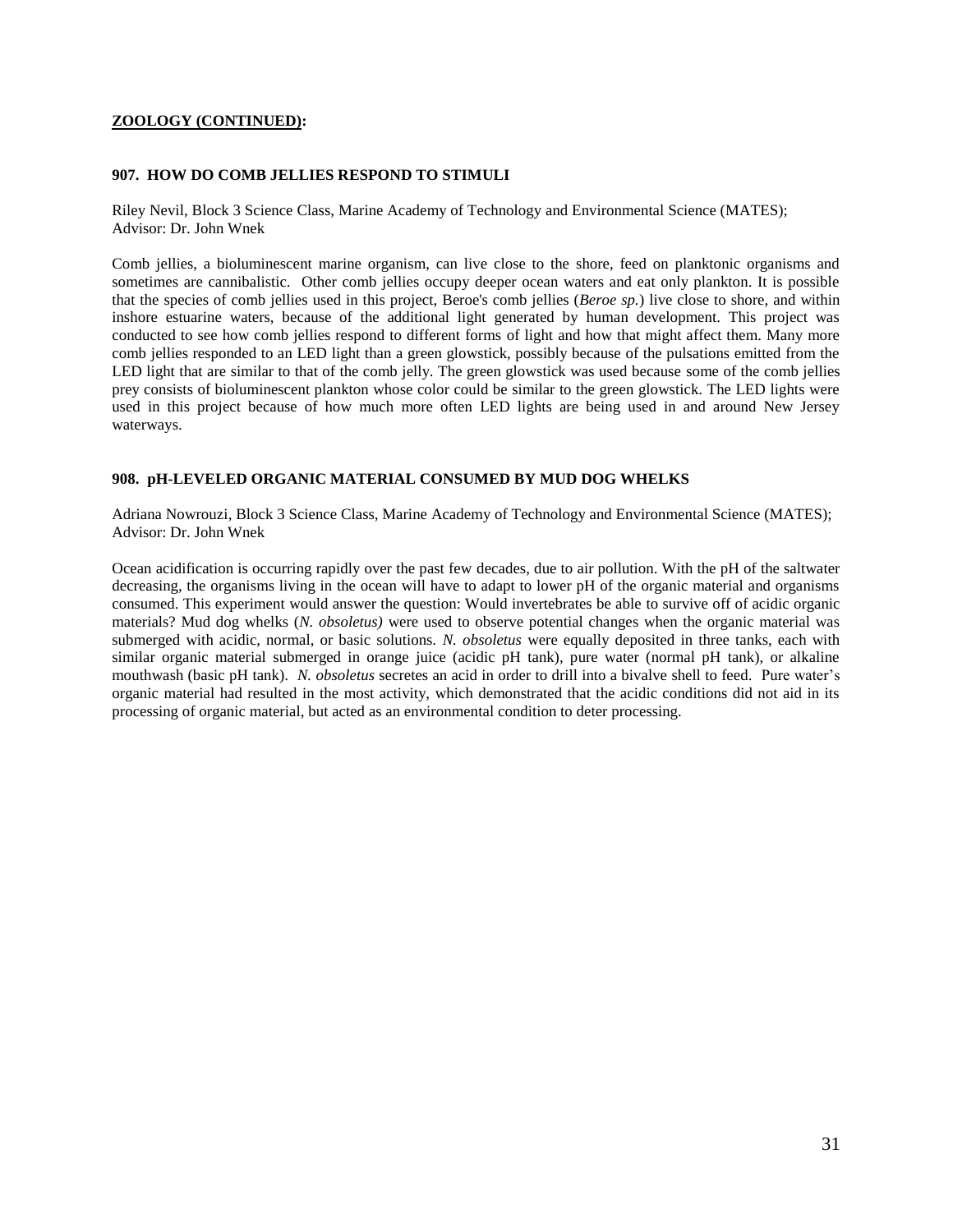**ZOOLOGY (CONTINUED):**

### 907. HOW DO COMB JELLIES RESPOND TO STIMULI

Riley Nevil, Block 3 Science Class, Marine Academy of Technology and Environmental Science (MATES); Advisor: Dr. John Wnek

Comb jellies, a bioluminescent marine organism, can live close to the shore, feed on planktonic organisms and sometimes are cannibalistic. Other comb jellies occupy deeper ocean waters and eat only plankton. It is possible that the species of comb jellies used in this project, Beroe's comb jellies (*Beroe sp.*) live close to shore, and within inshore estuarine waters, because of the additional light generated by human development. This project was conducted to see how comb jellies respond to different forms of light and how that might affect them. Many more comb jellies responded to an LED light than a green glowstick, possibly because of the pulsations emitted from the LED light that are similar to that of the comb jelly. The green glowstick was used because some of the comb jellies prey consists of bioluminescent plankton whose color could be similar to the green glowstick. The LED lights were used in this project because of how much more often LED lights are being used in and around New Jersey waterways.

### 908. pH-LEVELED ORGANIC MATERIAL CONSUMED BY MUD DOG WHELKS

Adriana Nowrouzi, Block 3 Science Class, Marine Academy of Technology and Environmental Science (MATES); Advisor: Dr. John Wnek

Ocean acidification is occurring rapidly over the past few decades, due to air pollution. With the pH of the saltwater decreasing, the organisms living in the ocean will have to adapt to lower pH of the organic material and organisms consumed. This experiment would answer the question: Would invertebrates be able to survive off of acidic organic materials? Mud dog whelks (*N. obsoletus)* were used to observe potential changes when the organic material was submerged with acidic, normal, or basic solutions. *N. obsoletus* were equally deposited in three tanks, each with similar organic material submerged in orange juice (acidic pH tank), pure water (normal pH tank), or alkaline mouthwash (basic pH tank). *N. obsoletus* secretes an acid in order to drill into a bivalve shell to feed. Pure water's organic material had resulted in the most activity, which demonstrated that the acidic conditions did not aid in its processing of organic material, but acted as an environmental condition to deter processing.